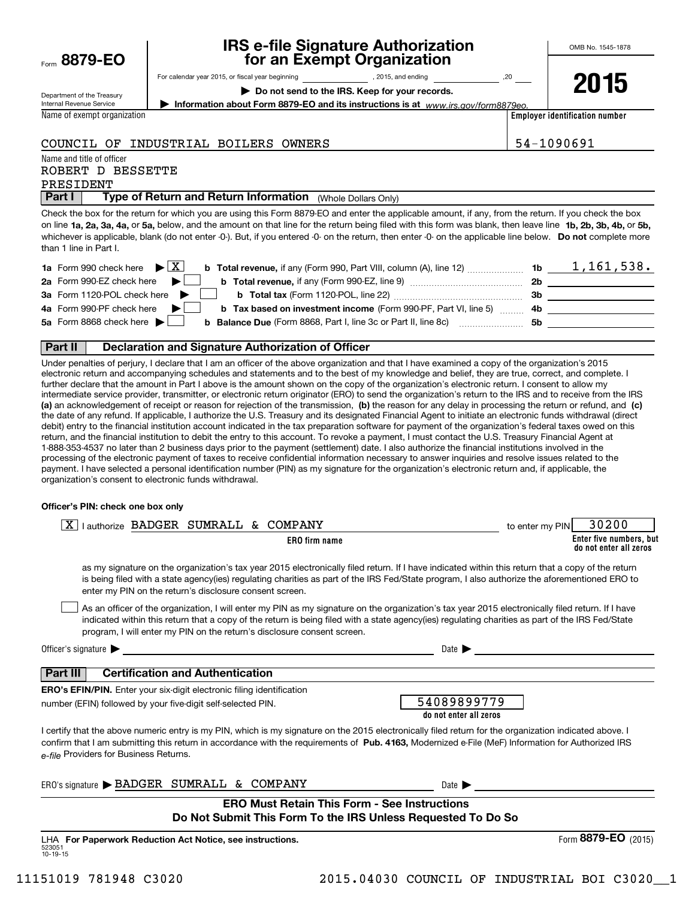Form **8879-EO**

Department of the Treasury
Internal Revenue Service

# IRS e-file Signature Authorization for an Exempt Organization

For calendar year 2015, or fiscal year beginning \_\_\_\_\_\_\_\_\_\_, 2015, and ending \_\_\_\_\_\_\_\_\_\_, 20\_\_

▶ **Do not send to the IRS. Keep for your records.**

▶ **Information about Form 8879-EO and its instructions is at** *www.irs.gov/form8879eo.*

OMB No. 1545-1878

**2015**

Name of exempt organization: COUNCIL OF INDUSTRIAL BOILERS OWNERS

**Employer identification number:** 54-1090691

Name and title of officer:
ROBERT D BESSETTE
PRESIDENT

## Part I — Type of Return and Return Information (Whole Dollars Only)

Check the box for the return for which you are using this Form 8879-EO and enter the applicable amount, if any, from the return. If you check the box on line **1a, 2a, 3a, 4a,** or **5a,** below, and the amount on that line for the return being filed with this form was blank, then leave line **1b, 2b, 3b, 4b,** or **5b,** whichever is applicable, blank (do not enter -0-). But, if you entered -0- on the return, then enter -0- on the applicable line below. **Do not** complete more than 1 line in Part I.

| | | | |
|---|---|---|---|
| **1a** Form 990 check here ▶ [X] | **b Total revenue,** if any (Form 990, Part VIII, column (A), line 12) | **1b** | 1,161,538. |
| **2a** Form 990-EZ check here ▶ [ ] | **b Total revenue,** if any (Form 990-EZ, line 9) | **2b** | |
| **3a** Form 1120-POL check here ▶ [ ] | **b Total tax** (Form 1120-POL, line 22) | **3b** | |
| **4a** Form 990-PF check here ▶ [ ] | **b Tax based on investment income** (Form 990-PF, Part VI, line 5) | **4b** | |
| **5a** Form 8868 check here ▶ [ ] | **b Balance Due** (Form 8868, Part I, line 3c or Part II, line 8c) | **5b** | |

## Part II — Declaration and Signature Authorization of Officer

Under penalties of perjury, I declare that I am an officer of the above organization and that I have examined a copy of the organization's 2015 electronic return and accompanying schedules and statements and to the best of my knowledge and belief, they are true, correct, and complete. I further declare that the amount in Part I above is the amount shown on the copy of the organization's electronic return. I consent to allow my intermediate service provider, transmitter, or electronic return originator (ERO) to send the organization's return to the IRS and to receive from the IRS **(a)** an acknowledgement of receipt or reason for rejection of the transmission, **(b)** the reason for any delay in processing the return or refund, and **(c)** the date of any refund. If applicable, I authorize the U.S. Treasury and its designated Financial Agent to initiate an electronic funds withdrawal (direct debit) entry to the financial institution account indicated in the tax preparation software for payment of the organization's federal taxes owed on this return, and the financial institution to debit the entry to this account. To revoke a payment, I must contact the U.S. Treasury Financial Agent at 1-888-353-4537 no later than 2 business days prior to the payment (settlement) date. I also authorize the financial institutions involved in the processing of the electronic payment of taxes to receive confidential information necessary to answer inquiries and resolve issues related to the payment. I have selected a personal identification number (PIN) as my signature for the organization's electronic return and, if applicable, the organization's consent to electronic funds withdrawal.

**Officer's PIN: check one box only**

[X] I authorize BADGER SUMRALL & COMPANY (**ERO firm name**) to enter my PIN 30200 (**Enter five numbers, but do not enter all zeros**)

as my signature on the organization's tax year 2015 electronically filed return. If I have indicated within this return that a copy of the return is being filed with a state agency(ies) regulating charities as part of the IRS Fed/State program, I also authorize the aforementioned ERO to enter my PIN on the return's disclosure consent screen.

[ ] As an officer of the organization, I will enter my PIN as my signature on the organization's tax year 2015 electronically filed return. If I have indicated within this return that a copy of the return is being filed with a state agency(ies) regulating charities as part of the IRS Fed/State program, I will enter my PIN on the return's disclosure consent screen.

Officer's signature ▶ \_\_\_\_\_\_\_\_\_\_\_\_\_\_\_\_ Date ▶ \_\_\_\_\_\_\_\_\_\_

## Part III — Certification and Authentication

**ERO's EFIN/PIN.** Enter your six-digit electronic filing identification number (EFIN) followed by your five-digit self-selected PIN.

54089899779
**do not enter all zeros**

I certify that the above numeric entry is my PIN, which is my signature on the 2015 electronically filed return for the organization indicated above. I confirm that I am submitting this return in accordance with the requirements of **Pub. 4163,** Modernized e-File (MeF) Information for Authorized IRS *e-file* Providers for Business Returns.

ERO's signature ▶ BADGER SUMRALL & COMPANY Date ▶ \_\_\_\_\_\_\_\_\_\_

**ERO Must Retain This Form - See Instructions**
**Do Not Submit This Form To the IRS Unless Requested To Do So**

LHA **For Paperwork Reduction Act Notice, see instructions.**

Form **8879-EO** (2015)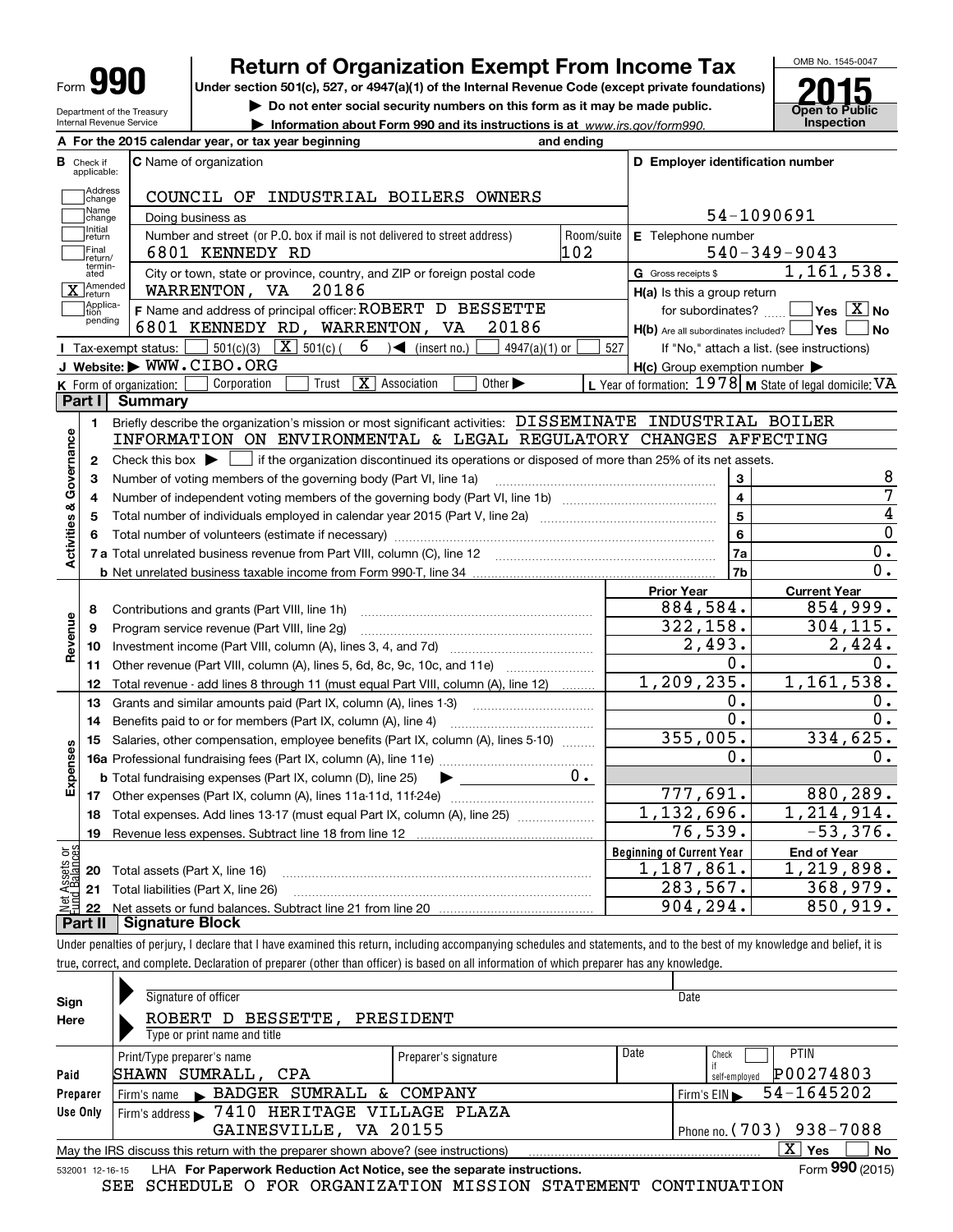# Form 990 — Return of Organization Exempt From Income Tax (2015)

Under section 501(c), 527, or 4947(a)(1) of the Internal Revenue Code (except private foundations)

▶ Do not enter social security numbers on this form as it may be made public.

▶ Information about Form 990 and its instructions is at www.irs.gov/form990.

OMB No. 1545-0047 — **2015** — Open to Public Inspection

Department of the Treasury, Internal Revenue Service

**A** For the 2015 calendar year, or tax year beginning ______ and ending ______

**B** Check if applicable: Address change; Name change; Initial return; Final return/terminated; [X] Amended return; Application pending

**C** Name of organization: COUNCIL OF INDUSTRIAL BOILERS OWNERS

Doing business as

Number and street (or P.O. box if mail is not delivered to street address): 6801 KENNEDY RD — Room/suite: 102

City or town, state or province, country, and ZIP or foreign postal code: WARRENTON, VA 20186

**D** Employer identification number: 54-1090691

**E** Telephone number: 540-349-9043

**G** Gross receipts $ 1,161,538.

**F** Name and address of principal officer: ROBERT D BESSETTE, 6801 KENNEDY RD, WARRENTON, VA 20186

**H(a)** Is this a group return for subordinates? Yes [ ] No [X]

**H(b)** Are all subordinates included? Yes [ ] No [ ] — If "No," attach a list. (see instructions)

**H(c)** Group exemption number ▶

**I** Tax-exempt status: [ ] 501(c)(3) [X] 501(c) ( 6 ) ◀ (insert no.) [ ] 4947(a)(1) or [ ] 527

**J** Website: ▶ WWW.CIBO.ORG

**K** Form of organization: [ ] Corporation [ ] Trust [X] Association [ ] Other ▶

**L** Year of formation: 1978 **M** State of legal domicile: VA

## Part I Summary

**Activities & Governance**

1. Briefly describe the organization's mission or most significant activities: DISSEMINATE INDUSTRIAL BOILER INFORMATION ON ENVIRONMENTAL & LEGAL REGULATORY CHANGES AFFECTING
2. Check this box ▶ [ ] if the organization discontinued its operations or disposed of more than 25% of its net assets.

| Line | Description | | Value |
|---|---|---|---|
| 3 | Number of voting members of the governing body (Part VI, line 1a) | 3 | 8 |
| 4 | Number of independent voting members of the governing body (Part VI, line 1b) | 4 | 7 |
| 5 | Total number of individuals employed in calendar year 2015 (Part V, line 2a) | 5 | 4 |
| 6 | Total number of volunteers (estimate if necessary) | 6 | 0 |
| 7a | Total unrelated business revenue from Part VIII, column (C), line 12 | 7a | 0. |
| 7b | Net unrelated business taxable income from Form 990-T, line 34 | 7b | 0. |

| | Line | Description | Prior Year | Current Year |
|---|---|---|---|---|
| Revenue | 8 | Contributions and grants (Part VIII, line 1h) | 884,584. | 854,999. |
| | 9 | Program service revenue (Part VIII, line 2g) | 322,158. | 304,115. |
| | 10 | Investment income (Part VIII, column (A), lines 3, 4, and 7d) | 2,493. | 2,424. |
| | 11 | Other revenue (Part VIII, column (A), lines 5, 6d, 8c, 9c, 10c, and 11e) | 0. | 0. |
| | 12 | Total revenue - add lines 8 through 11 (must equal Part VIII, column (A), line 12) | 1,209,235. | 1,161,538. |
| Expenses | 13 | Grants and similar amounts paid (Part IX, column (A), lines 1-3) | 0. | 0. |
| | 14 | Benefits paid to or for members (Part IX, column (A), line 4) | 0. | 0. |
| | 15 | Salaries, other compensation, employee benefits (Part IX, column (A), lines 5-10) | 355,005. | 334,625. |
| | 16a | Professional fundraising fees (Part IX, column (A), line 11e) | 0. | 0. |
| | b | Total fundraising expenses (Part IX, column (D), line 25) ▶ 0. | | |
| | 17 | Other expenses (Part IX, column (A), lines 11a-11d, 11f-24e) | 777,691. | 880,289. |
| | 18 | Total expenses. Add lines 13-17 (must equal Part IX, column (A), line 25) | 1,132,696. | 1,214,914. |
| | 19 | Revenue less expenses. Subtract line 18 from line 12 | 76,539. | -53,376. |

| | Line | Description | Beginning of Current Year | End of Year |
|---|---|---|---|---|
| Net Assets or Fund Balances | 20 | Total assets (Part X, line 16) | 1,187,861. | 1,219,898. |
| | 21 | Total liabilities (Part X, line 26) | 283,567. | 368,979. |
| | 22 | Net assets or fund balances. Subtract line 21 from line 20 | 904,294. | 850,919. |

## Part II Signature Block

Under penalties of perjury, I declare that I have examined this return, including accompanying schedules and statements, and to the best of my knowledge and belief, it is true, correct, and complete. Declaration of preparer (other than officer) is based on all information of which preparer has any knowledge.

**Sign Here**

Signature of officer — Date

ROBERT D BESSETTE, PRESIDENT

Type or print name and title

**Paid Preparer Use Only**

| Print/Type preparer's name | Preparer's signature | Date | Check if self-employed | PTIN |
|---|---|---|---|---|
| SHAWN SUMRALL, CPA | | | [ ] | P00274803 |

Firm's name ▶ BADGER SUMRALL & COMPANY — Firm's EIN ▶ 54-1645202

Firm's address ▶ 7410 HERITAGE VILLAGE PLAZA, GAINESVILLE, VA 20155 — Phone no. (703) 938-7088

May the IRS discuss this return with the preparer shown above? (see instructions) [X] Yes [ ] No

532001 12-16-15 LHA For Paperwork Reduction Act Notice, see the separate instructions. Form **990** (2015)

SEE SCHEDULE O FOR ORGANIZATION MISSION STATEMENT CONTINUATION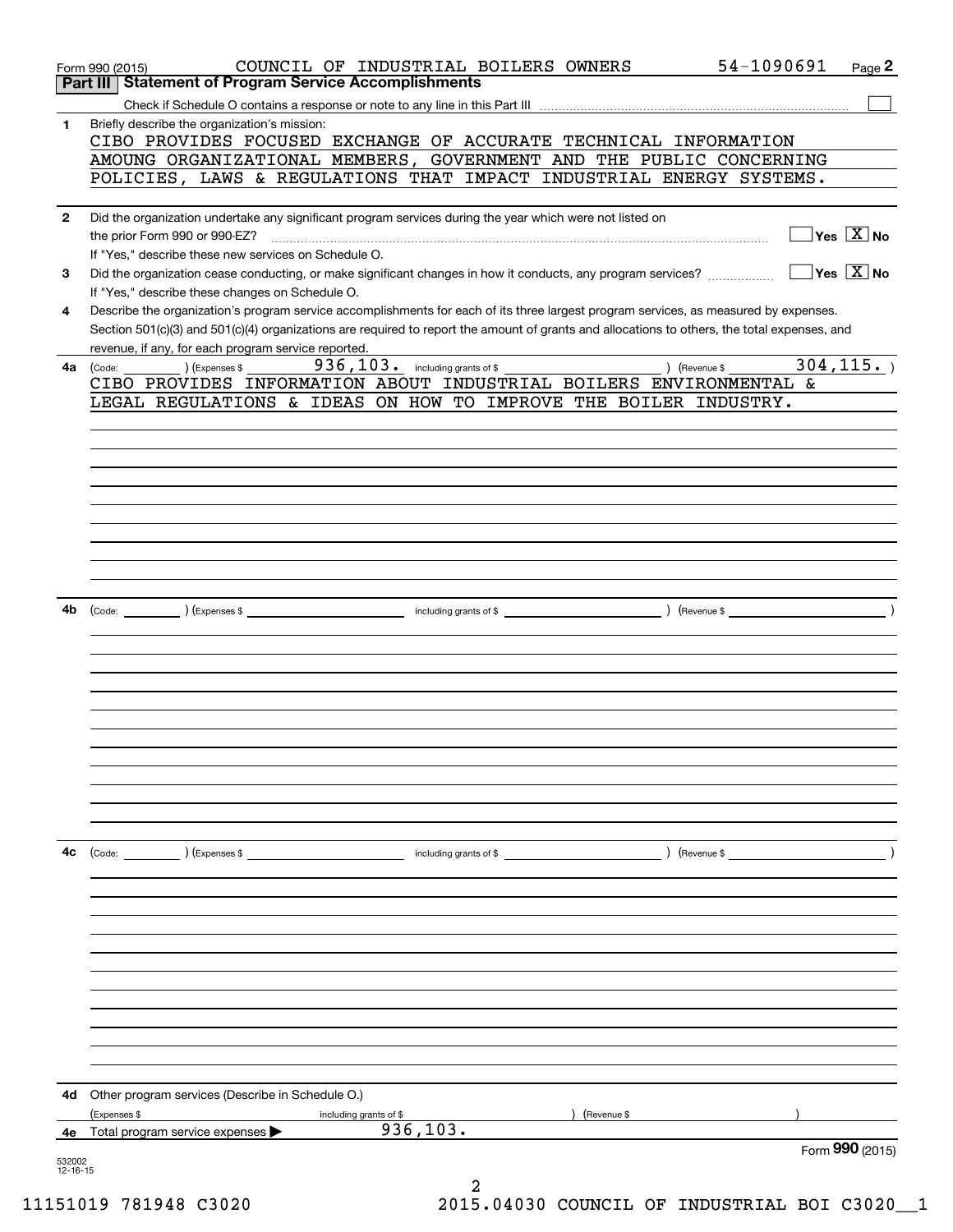Form 990 (2015) COUNCIL OF INDUSTRIAL BOILERS OWNERS 54-1090691

## Part III Statement of Program Service Accomplishments

Check if Schedule O contains a response or note to any line in this Part III ☐

**1** Briefly describe the organization's mission:

CIBO PROVIDES FOCUSED EXCHANGE OF ACCURATE TECHNICAL INFORMATION AMOUNG ORGANIZATIONAL MEMBERS, GOVERNMENT AND THE PUBLIC CONCERNING POLICIES, LAWS & REGULATIONS THAT IMPACT INDUSTRIAL ENERGY SYSTEMS.

**2** Did the organization undertake any significant program services during the year which were not listed on the prior Form 990 or 990-EZ? ☐ Yes ☒ No

If "Yes," describe these new services on Schedule O.

**3** Did the organization cease conducting, or make significant changes in how it conducts, any program services? ☐ Yes ☒ No

If "Yes," describe these changes on Schedule O.

**4** Describe the organization's program service accomplishments for each of its three largest program services, as measured by expenses. Section 501(c)(3) and 501(c)(4) organizations are required to report the amount of grants and allocations to others, the total expenses, and revenue, if any, for each program service reported.

**4a** (Code: ) (Expenses $ 936,103. including grants of $ ) (Revenue $ 304,115. )

CIBO PROVIDES INFORMATION ABOUT INDUSTRIAL BOILERS ENVIRONMENTAL & LEGAL REGULATIONS & IDEAS ON HOW TO IMPROVE THE BOILER INDUSTRY.

**4b** (Code: ) (Expenses $ including grants of $ ) (Revenue $ )

**4c** (Code: ) (Expenses $ including grants of $ ) (Revenue $ )

**4d** Other program services (Describe in Schedule O.)

(Expenses $ including grants of $ ) (Revenue $ )

**4e** Total program service expenses ▶ 936,103.

Form **990** (2015)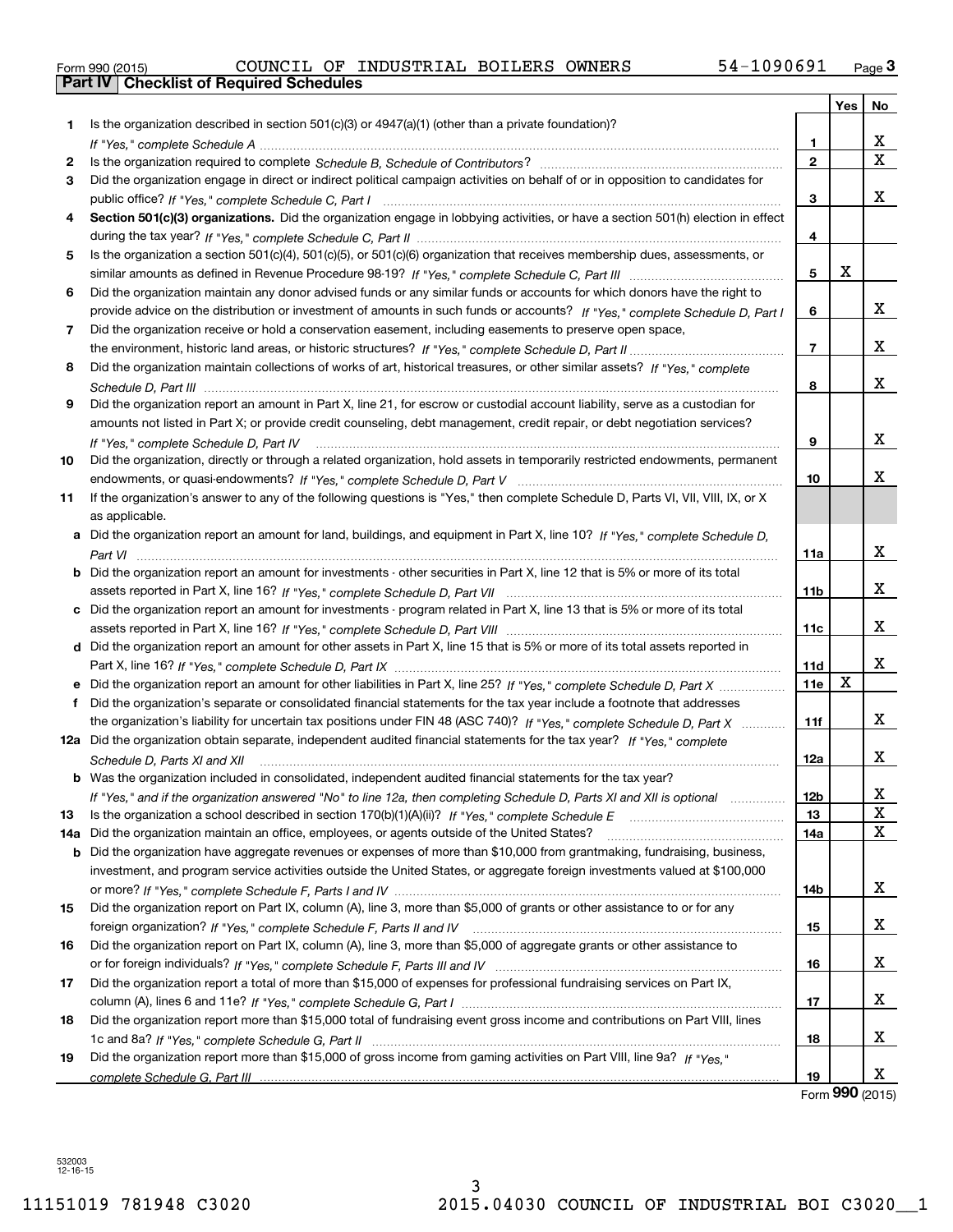Form 990 (2015) COUNCIL OF INDUSTRIAL BOILERS OWNERS 54-1090691

## Part IV Checklist of Required Schedules

| | | | Yes | No |
|---|---|---|---|---|
| 1 | Is the organization described in section 501(c)(3) or 4947(a)(1) (other than a private foundation)? *If "Yes," complete Schedule A* | 1 | | X |
| 2 | Is the organization required to complete *Schedule B, Schedule of Contributors*? | 2 | | X |
| 3 | Did the organization engage in direct or indirect political campaign activities on behalf of or in opposition to candidates for public office? *If "Yes," complete Schedule C, Part I* | 3 | | X |
| 4 | **Section 501(c)(3) organizations.** Did the organization engage in lobbying activities, or have a section 501(h) election in effect during the tax year? *If "Yes," complete Schedule C, Part II* | 4 | | |
| 5 | Is the organization a section 501(c)(4), 501(c)(5), or 501(c)(6) organization that receives membership dues, assessments, or similar amounts as defined in Revenue Procedure 98-19? *If "Yes," complete Schedule C, Part III* | 5 | X | |
| 6 | Did the organization maintain any donor advised funds or any similar funds or accounts for which donors have the right to provide advice on the distribution or investment of amounts in such funds or accounts? *If "Yes," complete Schedule D, Part I* | 6 | | X |
| 7 | Did the organization receive or hold a conservation easement, including easements to preserve open space, the environment, historic land areas, or historic structures? *If "Yes," complete Schedule D, Part II* | 7 | | X |
| 8 | Did the organization maintain collections of works of art, historical treasures, or other similar assets? *If "Yes," complete Schedule D, Part III* | 8 | | X |
| 9 | Did the organization report an amount in Part X, line 21, for escrow or custodial account liability, serve as a custodian for amounts not listed in Part X; or provide credit counseling, debt management, credit repair, or debt negotiation services? *If "Yes," complete Schedule D, Part IV* | 9 | | X |
| 10 | Did the organization, directly or through a related organization, hold assets in temporarily restricted endowments, permanent endowments, or quasi-endowments? *If "Yes," complete Schedule D, Part V* | 10 | | X |
| 11 | If the organization's answer to any of the following questions is "Yes," then complete Schedule D, Parts VI, VII, VIII, IX, or X as applicable. | | | |
| a | Did the organization report an amount for land, buildings, and equipment in Part X, line 10? *If "Yes," complete Schedule D, Part VI* | 11a | | X |
| b | Did the organization report an amount for investments - other securities in Part X, line 12 that is 5% or more of its total assets reported in Part X, line 16? *If "Yes," complete Schedule D, Part VII* | 11b | | X |
| c | Did the organization report an amount for investments - program related in Part X, line 13 that is 5% or more of its total assets reported in Part X, line 16? *If "Yes," complete Schedule D, Part VIII* | 11c | | X |
| d | Did the organization report an amount for other assets in Part X, line 15 that is 5% or more of its total assets reported in Part X, line 16? *If "Yes," complete Schedule D, Part IX* | 11d | | X |
| e | Did the organization report an amount for other liabilities in Part X, line 25? *If "Yes," complete Schedule D, Part X* | 11e | X | |
| f | Did the organization's separate or consolidated financial statements for the tax year include a footnote that addresses the organization's liability for uncertain tax positions under FIN 48 (ASC 740)? *If "Yes," complete Schedule D, Part X* | 11f | | X |
| 12a | Did the organization obtain separate, independent audited financial statements for the tax year? *If "Yes," complete Schedule D, Parts XI and XII* | 12a | | X |
| b | Was the organization included in consolidated, independent audited financial statements for the tax year? *If "Yes," and if the organization answered "No" to line 12a, then completing Schedule D, Parts XI and XII is optional* | 12b | | X |
| 13 | Is the organization a school described in section 170(b)(1)(A)(ii)? *If "Yes," complete Schedule E* | 13 | | X |
| 14a | Did the organization maintain an office, employees, or agents outside of the United States? | 14a | | X |
| b | Did the organization have aggregate revenues or expenses of more than $10,000 from grantmaking, fundraising, business, investment, and program service activities outside the United States, or aggregate foreign investments valued at $100,000 or more? *If "Yes," complete Schedule F, Parts I and IV* | 14b | | X |
| 15 | Did the organization report on Part IX, column (A), line 3, more than $5,000 of grants or other assistance to or for any foreign organization? *If "Yes," complete Schedule F, Parts II and IV* | 15 | | X |
| 16 | Did the organization report on Part IX, column (A), line 3, more than $5,000 of aggregate grants or other assistance to or for foreign individuals? *If "Yes," complete Schedule F, Parts III and IV* | 16 | | X |
| 17 | Did the organization report a total of more than $15,000 of expenses for professional fundraising services on Part IX, column (A), lines 6 and 11e? *If "Yes," complete Schedule G, Part I* | 17 | | X |
| 18 | Did the organization report more than $15,000 total of fundraising event gross income and contributions on Part VIII, lines 1c and 8a? *If "Yes," complete Schedule G, Part II* | 18 | | X |
| 19 | Did the organization report more than $15,000 of gross income from gaming activities on Part VIII, line 9a? *If "Yes," complete Schedule G, Part III* | 19 | | X |

Form **990** (2015)

532003 12-16-15

11151019 781948 C3020 2015.04030 COUNCIL OF INDUSTRIAL BOI C3020__1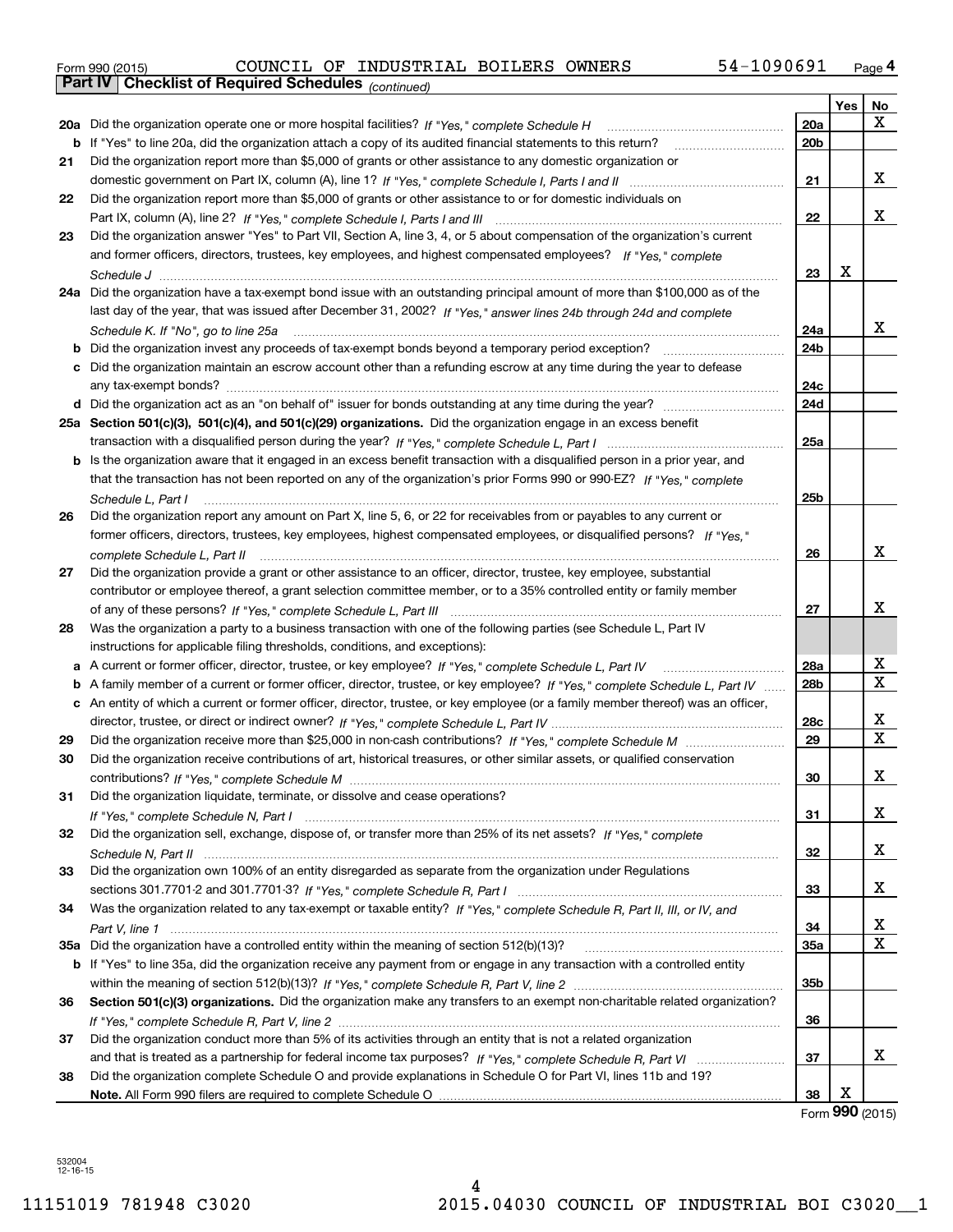Form 990 (2015) COUNCIL OF INDUSTRIAL BOILERS OWNERS 54-1090691 Page 4

**Part IV | Checklist of Required Schedules** *(continued)*

| | | | Yes | No |
|---|---|---|---|---|
| **20a** | Did the organization operate one or more hospital facilities? *If "Yes," complete Schedule H* | **20a** | | X |
| **b** | If "Yes" to line 20a, did the organization attach a copy of its audited financial statements to this return? | **20b** | | |
| **21** | Did the organization report more than $5,000 of grants or other assistance to any domestic organization or domestic government on Part IX, column (A), line 1? *If "Yes," complete Schedule I, Parts I and II* | **21** | | X |
| **22** | Did the organization report more than $5,000 of grants or other assistance to or for domestic individuals on Part IX, column (A), line 2? *If "Yes," complete Schedule I, Parts I and III* | **22** | | X |
| **23** | Did the organization answer "Yes" to Part VII, Section A, line 3, 4, or 5 about compensation of the organization's current and former officers, directors, trustees, key employees, and highest compensated employees? *If "Yes," complete Schedule J* | **23** | X | |
| **24a** | Did the organization have a tax-exempt bond issue with an outstanding principal amount of more than $100,000 as of the last day of the year, that was issued after December 31, 2002? *If "Yes," answer lines 24b through 24d and complete Schedule K. If "No", go to line 25a* | **24a** | | X |
| **b** | Did the organization invest any proceeds of tax-exempt bonds beyond a temporary period exception? | **24b** | | |
| **c** | Did the organization maintain an escrow account other than a refunding escrow at any time during the year to defease any tax-exempt bonds? | **24c** | | |
| **d** | Did the organization act as an "on behalf of" issuer for bonds outstanding at any time during the year? | **24d** | | |
| **25a** | **Section 501(c)(3), 501(c)(4), and 501(c)(29) organizations.** Did the organization engage in an excess benefit transaction with a disqualified person during the year? *If "Yes," complete Schedule L, Part I* | **25a** | | |
| **b** | Is the organization aware that it engaged in an excess benefit transaction with a disqualified person in a prior year, and that the transaction has not been reported on any of the organization's prior Forms 990 or 990-EZ? *If "Yes," complete Schedule L, Part I* | **25b** | | |
| **26** | Did the organization report any amount on Part X, line 5, 6, or 22 for receivables from or payables to any current or former officers, directors, trustees, key employees, highest compensated employees, or disqualified persons? *If "Yes," complete Schedule L, Part II* | **26** | | X |
| **27** | Did the organization provide a grant or other assistance to an officer, director, trustee, key employee, substantial contributor or employee thereof, a grant selection committee member, or to a 35% controlled entity or family member of any of these persons? *If "Yes," complete Schedule L, Part III* | **27** | | X |
| **28** | Was the organization a party to a business transaction with one of the following parties (see Schedule L, Part IV instructions for applicable filing thresholds, conditions, and exceptions): | | | |
| **a** | A current or former officer, director, trustee, or key employee? *If "Yes," complete Schedule L, Part IV* | **28a** | | X |
| **b** | A family member of a current or former officer, director, trustee, or key employee? *If "Yes," complete Schedule L, Part IV* | **28b** | | X |
| **c** | An entity of which a current or former officer, director, trustee, or key employee (or a family member thereof) was an officer, director, trustee, or direct or indirect owner? *If "Yes," complete Schedule L, Part IV* | **28c** | | X |
| **29** | Did the organization receive more than $25,000 in non-cash contributions? *If "Yes," complete Schedule M* | **29** | | X |
| **30** | Did the organization receive contributions of art, historical treasures, or other similar assets, or qualified conservation contributions? *If "Yes," complete Schedule M* | **30** | | X |
| **31** | Did the organization liquidate, terminate, or dissolve and cease operations? *If "Yes," complete Schedule N, Part I* | **31** | | X |
| **32** | Did the organization sell, exchange, dispose of, or transfer more than 25% of its net assets? *If "Yes," complete Schedule N, Part II* | **32** | | X |
| **33** | Did the organization own 100% of an entity disregarded as separate from the organization under Regulations sections 301.7701-2 and 301.7701-3? *If "Yes," complete Schedule R, Part I* | **33** | | X |
| **34** | Was the organization related to any tax-exempt or taxable entity? *If "Yes," complete Schedule R, Part II, III, or IV, and Part V, line 1* | **34** | | X |
| **35a** | Did the organization have a controlled entity within the meaning of section 512(b)(13)? | **35a** | | X |
| **b** | If "Yes" to line 35a, did the organization receive any payment from or engage in any transaction with a controlled entity within the meaning of section 512(b)(13)? *If "Yes," complete Schedule R, Part V, line 2* | **35b** | | |
| **36** | **Section 501(c)(3) organizations.** Did the organization make any transfers to an exempt non-charitable related organization? *If "Yes," complete Schedule R, Part V, line 2* | **36** | | |
| **37** | Did the organization conduct more than 5% of its activities through an entity that is not a related organization and that is treated as a partnership for federal income tax purposes? *If "Yes," complete Schedule R, Part VI* | **37** | | X |
| **38** | Did the organization complete Schedule O and provide explanations in Schedule O for Part VI, lines 11b and 19? **Note.** All Form 990 filers are required to complete Schedule O | **38** | X | |

Form **990** (2015)

532004 12-16-15

11151019 781948 C3020 2015.04030 COUNCIL OF INDUSTRIAL BOI C3020__1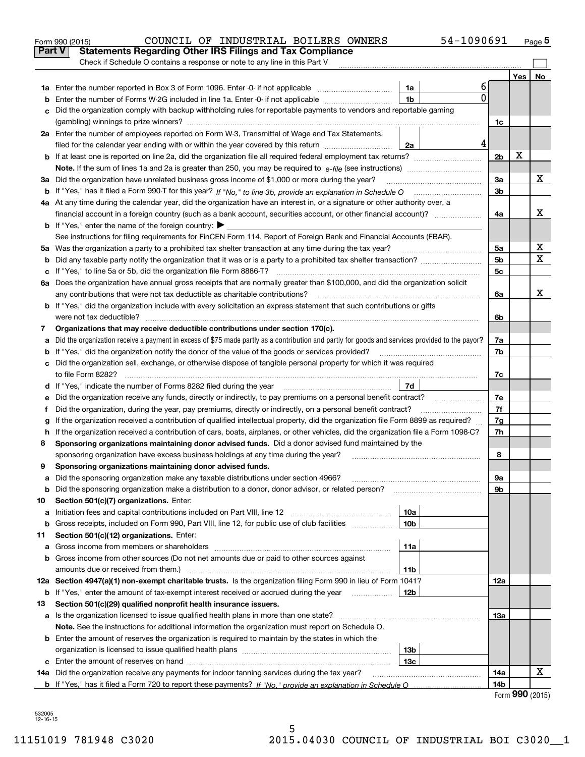Form 990 (2015) COUNCIL OF INDUSTRIAL BOILERS OWNERS 54-1090691

## Part V Statements Regarding Other IRS Filings and Tax Compliance

Check if Schedule O contains a response or note to any line in this Part V

| | | | | | Yes | No |
|---|---|---|---|---|---|---|
| **1a** | Enter the number reported in Box 3 of Form 1096. Enter -0- if not applicable | 1a | 6 | | | |
| **b** | Enter the number of Forms W-2G included in line 1a. Enter -0- if not applicable | 1b | 0 | | | |
| **c** | Did the organization comply with backup withholding rules for reportable payments to vendors and reportable gaming (gambling) winnings to prize winners? | | | 1c | | |
| **2a** | Enter the number of employees reported on Form W-3, Transmittal of Wage and Tax Statements, filed for the calendar year ending with or within the year covered by this return | 2a | 4 | | | |
| **b** | If at least one is reported on line 2a, did the organization file all required federal employment tax returns? | | | 2b | X | |
| | **Note.** If the sum of lines 1a and 2a is greater than 250, you may be required to *e-file* (see instructions) | | | | | |
| **3a** | Did the organization have unrelated business gross income of $1,000 or more during the year? | | | 3a | | X |
| **b** | If "Yes," has it filed a Form 990-T for this year? *If "No," to line 3b, provide an explanation in Schedule O* | | | 3b | | |
| **4a** | At any time during the calendar year, did the organization have an interest in, or a signature or other authority over, a financial account in a foreign country (such as a bank account, securities account, or other financial account)? | | | 4a | | X |
| **b** | If "Yes," enter the name of the foreign country: ▶ | | | | | |
| | See instructions for filing requirements for FinCEN Form 114, Report of Foreign Bank and Financial Accounts (FBAR). | | | | | |
| **5a** | Was the organization a party to a prohibited tax shelter transaction at any time during the tax year? | | | 5a | | X |
| **b** | Did any taxable party notify the organization that it was or is a party to a prohibited tax shelter transaction? | | | 5b | | X |
| **c** | If "Yes," to line 5a or 5b, did the organization file Form 8886-T? | | | 5c | | |
| **6a** | Does the organization have annual gross receipts that are normally greater than $100,000, and did the organization solicit any contributions that were not tax deductible as charitable contributions? | | | 6a | | X |
| **b** | If "Yes," did the organization include with every solicitation an express statement that such contributions or gifts were not tax deductible? | | | 6b | | |
| **7** | **Organizations that may receive deductible contributions under section 170(c).** | | | | | |
| **a** | Did the organization receive a payment in excess of $75 made partly as a contribution and partly for goods and services provided to the payor? | | | 7a | | |
| **b** | If "Yes," did the organization notify the donor of the value of the goods or services provided? | | | 7b | | |
| **c** | Did the organization sell, exchange, or otherwise dispose of tangible personal property for which it was required to file Form 8282? | | | 7c | | |
| **d** | If "Yes," indicate the number of Forms 8282 filed during the year | 7d | | | | |
| **e** | Did the organization receive any funds, directly or indirectly, to pay premiums on a personal benefit contract? | | | 7e | | |
| **f** | Did the organization, during the year, pay premiums, directly or indirectly, on a personal benefit contract? | | | 7f | | |
| **g** | If the organization received a contribution of qualified intellectual property, did the organization file Form 8899 as required? | | | 7g | | |
| **h** | If the organization received a contribution of cars, boats, airplanes, or other vehicles, did the organization file a Form 1098-C? | | | 7h | | |
| **8** | **Sponsoring organizations maintaining donor advised funds.** Did a donor advised fund maintained by the sponsoring organization have excess business holdings at any time during the year? | | | 8 | | |
| **9** | **Sponsoring organizations maintaining donor advised funds.** | | | | | |
| **a** | Did the sponsoring organization make any taxable distributions under section 4966? | | | 9a | | |
| **b** | Did the sponsoring organization make a distribution to a donor, donor advisor, or related person? | | | 9b | | |
| **10** | **Section 501(c)(7) organizations.** Enter: | | | | | |
| **a** | Initiation fees and capital contributions included on Part VIII, line 12 | 10a | | | | |
| **b** | Gross receipts, included on Form 990, Part VIII, line 12, for public use of club facilities | 10b | | | | |
| **11** | **Section 501(c)(12) organizations.** Enter: | | | | | |
| **a** | Gross income from members or shareholders | 11a | | | | |
| **b** | Gross income from other sources (Do not net amounts due or paid to other sources against amounts due or received from them.) | 11b | | | | |
| **12a** | **Section 4947(a)(1) non-exempt charitable trusts.** Is the organization filing Form 990 in lieu of Form 1041? | | | 12a | | |
| **b** | If "Yes," enter the amount of tax-exempt interest received or accrued during the year | 12b | | | | |
| **13** | **Section 501(c)(29) qualified nonprofit health insurance issuers.** | | | | | |
| **a** | Is the organization licensed to issue qualified health plans in more than one state? | | | 13a | | |
| | **Note.** See the instructions for additional information the organization must report on Schedule O. | | | | | |
| **b** | Enter the amount of reserves the organization is required to maintain by the states in which the organization is licensed to issue qualified health plans | 13b | | | | |
| **c** | Enter the amount of reserves on hand | 13c | | | | |
| **14a** | Did the organization receive any payments for indoor tanning services during the tax year? | | | 14a | | X |
| **b** | If "Yes," has it filed a Form 720 to report these payments? *If "No," provide an explanation in Schedule O* | | | 14b | | |

Form **990** (2015)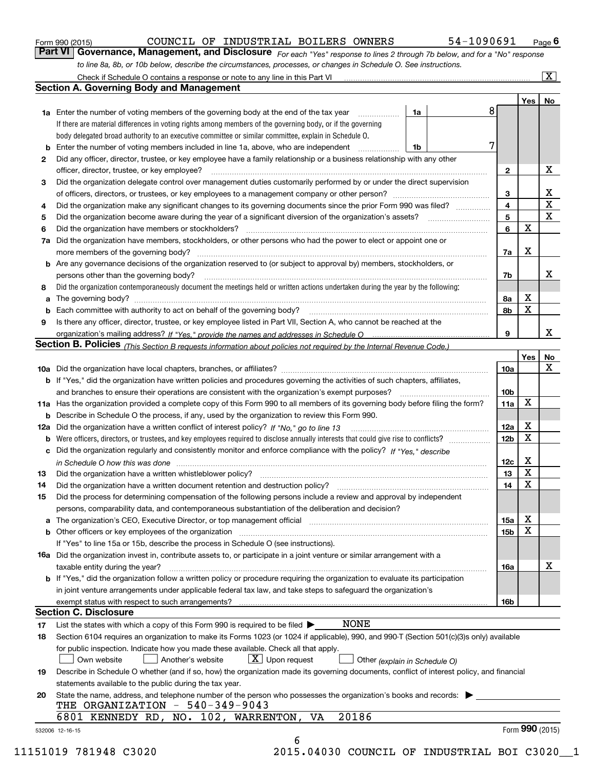Form 990 (2015) COUNCIL OF INDUSTRIAL BOILERS OWNERS 54-1090691 Page 6

## Part VI Governance, Management, and Disclosure

*For each "Yes" response to lines 2 through 7b below, and for a "No" response to line 8a, 8b, or 10b below, describe the circumstances, processes, or changes in Schedule O. See instructions.*

Check if Schedule O contains a response or note to any line in this Part VI ..... [X]

### Section A. Governing Body and Management

| | | | | Yes | No |
|---|---|---|---|---|---|
| **1a** | Enter the number of voting members of the governing body at the end of the tax year ..... **1a** | 8 | | | |
| | If there are material differences in voting rights among members of the governing body, or if the governing body delegated broad authority to an executive committee or similar committee, explain in Schedule O. | | | | |
| **b** | Enter the number of voting members included in line 1a, above, who are independent ..... **1b** | 7 | | | |
| **2** | Did any officer, director, trustee, or key employee have a family relationship or a business relationship with any other officer, director, trustee, or key employee? | | **2** | | X |
| **3** | Did the organization delegate control over management duties customarily performed by or under the direct supervision of officers, directors, or trustees, or key employees to a management company or other person? | | **3** | | X |
| **4** | Did the organization make any significant changes to its governing documents since the prior Form 990 was filed? | | **4** | | X |
| **5** | Did the organization become aware during the year of a significant diversion of the organization's assets? | | **5** | | X |
| **6** | Did the organization have members or stockholders? | | **6** | X | |
| **7a** | Did the organization have members, stockholders, or other persons who had the power to elect or appoint one or more members of the governing body? | | **7a** | X | |
| **b** | Are any governance decisions of the organization reserved to (or subject to approval by) members, stockholders, or persons other than the governing body? | | **7b** | | X |
| **8** | Did the organization contemporaneously document the meetings held or written actions undertaken during the year by the following: | | | | |
| **a** | The governing body? | | **8a** | X | |
| **b** | Each committee with authority to act on behalf of the governing body? | | **8b** | X | |
| **9** | Is there any officer, director, trustee, or key employee listed in Part VII, Section A, who cannot be reached at the organization's mailing address? *If "Yes," provide the names and addresses in Schedule O* | | **9** | | X |

### Section B. Policies *(This Section B requests information about policies not required by the Internal Revenue Code.)*

| | | | Yes | No |
|---|---|---|---|---|
| **10a** | Did the organization have local chapters, branches, or affiliates? | **10a** | | X |
| **b** | If "Yes," did the organization have written policies and procedures governing the activities of such chapters, affiliates, and branches to ensure their operations are consistent with the organization's exempt purposes? | **10b** | | |
| **11a** | Has the organization provided a complete copy of this Form 990 to all members of its governing body before filing the form? | **11a** | X | |
| **b** | Describe in Schedule O the process, if any, used by the organization to review this Form 990. | | | |
| **12a** | Did the organization have a written conflict of interest policy? *If "No," go to line 13* | **12a** | X | |
| **b** | Were officers, directors, or trustees, and key employees required to disclose annually interests that could give rise to conflicts? | **12b** | X | |
| **c** | Did the organization regularly and consistently monitor and enforce compliance with the policy? *If "Yes," describe in Schedule O how this was done* | **12c** | X | |
| **13** | Did the organization have a written whistleblower policy? | **13** | X | |
| **14** | Did the organization have a written document retention and destruction policy? | **14** | X | |
| **15** | Did the process for determining compensation of the following persons include a review and approval by independent persons, comparability data, and contemporaneous substantiation of the deliberation and decision? | | | |
| **a** | The organization's CEO, Executive Director, or top management official | **15a** | X | |
| **b** | Other officers or key employees of the organization | **15b** | X | |
| | If "Yes" to line 15a or 15b, describe the process in Schedule O (see instructions). | | | |
| **16a** | Did the organization invest in, contribute assets to, or participate in a joint venture or similar arrangement with a taxable entity during the year? | **16a** | | X |
| **b** | If "Yes," did the organization follow a written policy or procedure requiring the organization to evaluate its participation in joint venture arrangements under applicable federal tax law, and take steps to safeguard the organization's exempt status with respect to such arrangements? | **16b** | | |

### Section C. Disclosure

**17** List the states with which a copy of this Form 990 is required to be filed ▶ NONE

**18** Section 6104 requires an organization to make its Forms 1023 (or 1024 if applicable), 990, and 990-T (Section 501(c)(3)s only) available for public inspection. Indicate how you made these available. Check all that apply.

[ ] Own website [ ] Another's website [X] Upon request [ ] Other *(explain in Schedule O)*

**19** Describe in Schedule O whether (and if so, how) the organization made its governing documents, conflict of interest policy, and financial statements available to the public during the tax year.

**20** State the name, address, and telephone number of the person who possesses the organization's books and records: ▶

THE ORGANIZATION - 540-349-9043
6801 KENNEDY RD, NO. 102, WARRENTON, VA 20186

532006 12-16-15 Form **990** (2015)

11151019 781948 C3020 2015.04030 COUNCIL OF INDUSTRIAL BOI C3020__1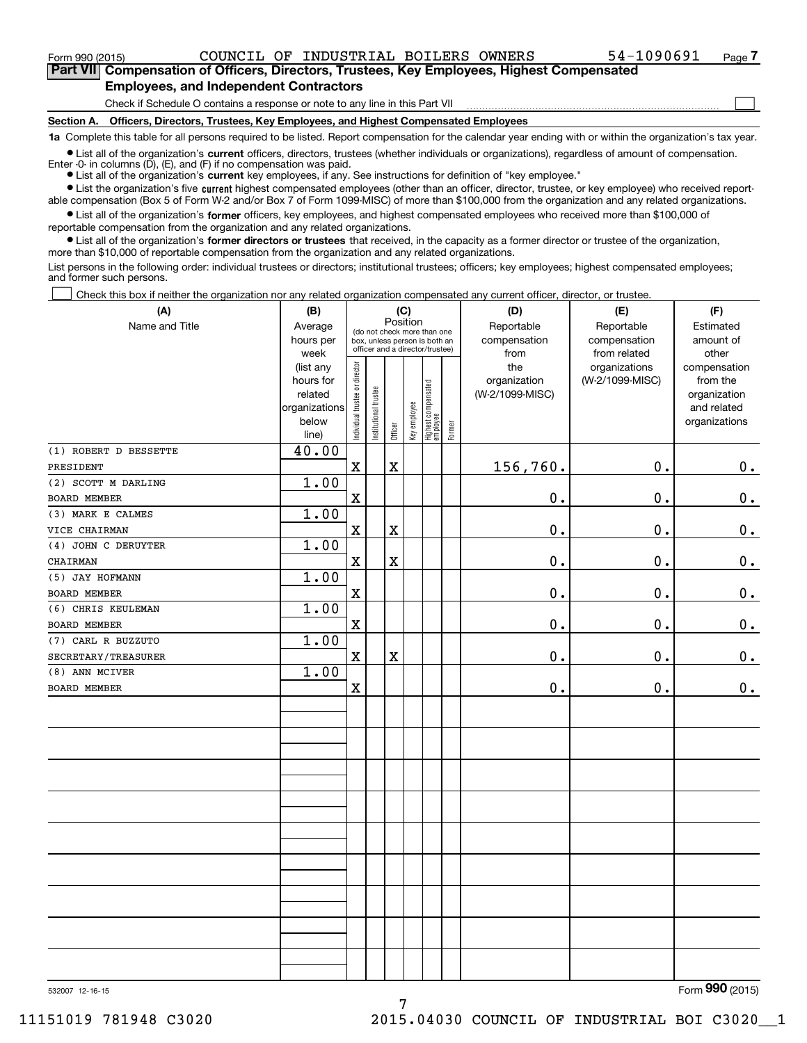Form 990 (2015) COUNCIL OF INDUSTRIAL BOILERS OWNERS 54-1090691

## Part VII Compensation of Officers, Directors, Trustees, Key Employees, Highest Compensated Employees, and Independent Contractors

Check if Schedule O contains a response or note to any line in this Part VII

### Section A. Officers, Directors, Trustees, Key Employees, and Highest Compensated Employees

**1a** Complete this table for all persons required to be listed. Report compensation for the calendar year ending with or within the organization's tax year.

- List all of the organization's **current** officers, directors, trustees (whether individuals or organizations), regardless of amount of compensation. Enter -0- in columns (D), (E), and (F) if no compensation was paid.
- List all of the organization's **current** key employees, if any. See instructions for definition of "key employee."
- List the organization's five **current** highest compensated employees (other than an officer, director, trustee, or key employee) who received reportable compensation (Box 5 of Form W-2 and/or Box 7 of Form 1099-MISC) of more than $100,000 from the organization and any related organizations.
- List all of the organization's **former** officers, key employees, and highest compensated employees who received more than $100,000 of reportable compensation from the organization and any related organizations.
- List all of the organization's **former directors or trustees** that received, in the capacity as a former director or trustee of the organization, more than $10,000 of reportable compensation from the organization and any related organizations.

List persons in the following order: individual trustees or directors; institutional trustees; officers; key employees; highest compensated employees; and former such persons.

Check this box if neither the organization nor any related organization compensated any current officer, director, or trustee.

| (A) Name and Title | (B) Average hours per week (list any hours for related organizations below line) | (C) Position: Individual trustee or director | Institutional trustee | Officer | Key employee | Highest compensated employee | Former | (D) Reportable compensation from the organization (W-2/1099-MISC) | (E) Reportable compensation from related organizations (W-2/1099-MISC) | (F) Estimated amount of other compensation from the organization and related organizations |
|---|---|---|---|---|---|---|---|---|---|---|
| (1) ROBERT D BESSETTE<br>PRESIDENT | 40.00 | X | | X | | | | 156,760. | 0. | 0. |
| (2) SCOTT M DARLING<br>BOARD MEMBER | 1.00 | X | | | | | | 0. | 0. | 0. |
| (3) MARK E CALMES<br>VICE CHAIRMAN | 1.00 | X | | X | | | | 0. | 0. | 0. |
| (4) JOHN C DERUYTER<br>CHAIRMAN | 1.00 | X | | X | | | | 0. | 0. | 0. |
| (5) JAY HOFMANN<br>BOARD MEMBER | 1.00 | X | | | | | | 0. | 0. | 0. |
| (6) CHRIS KEULEMAN<br>BOARD MEMBER | 1.00 | X | | | | | | 0. | 0. | 0. |
| (7) CARL R BUZZUTO<br>SECRETARY/TREASURER | 1.00 | X | | X | | | | 0. | 0. | 0. |
| (8) ANN MCIVER<br>BOARD MEMBER | 1.00 | X | | | | | | 0. | 0. | 0. |

532007 12-16-15

Form 990 (2015)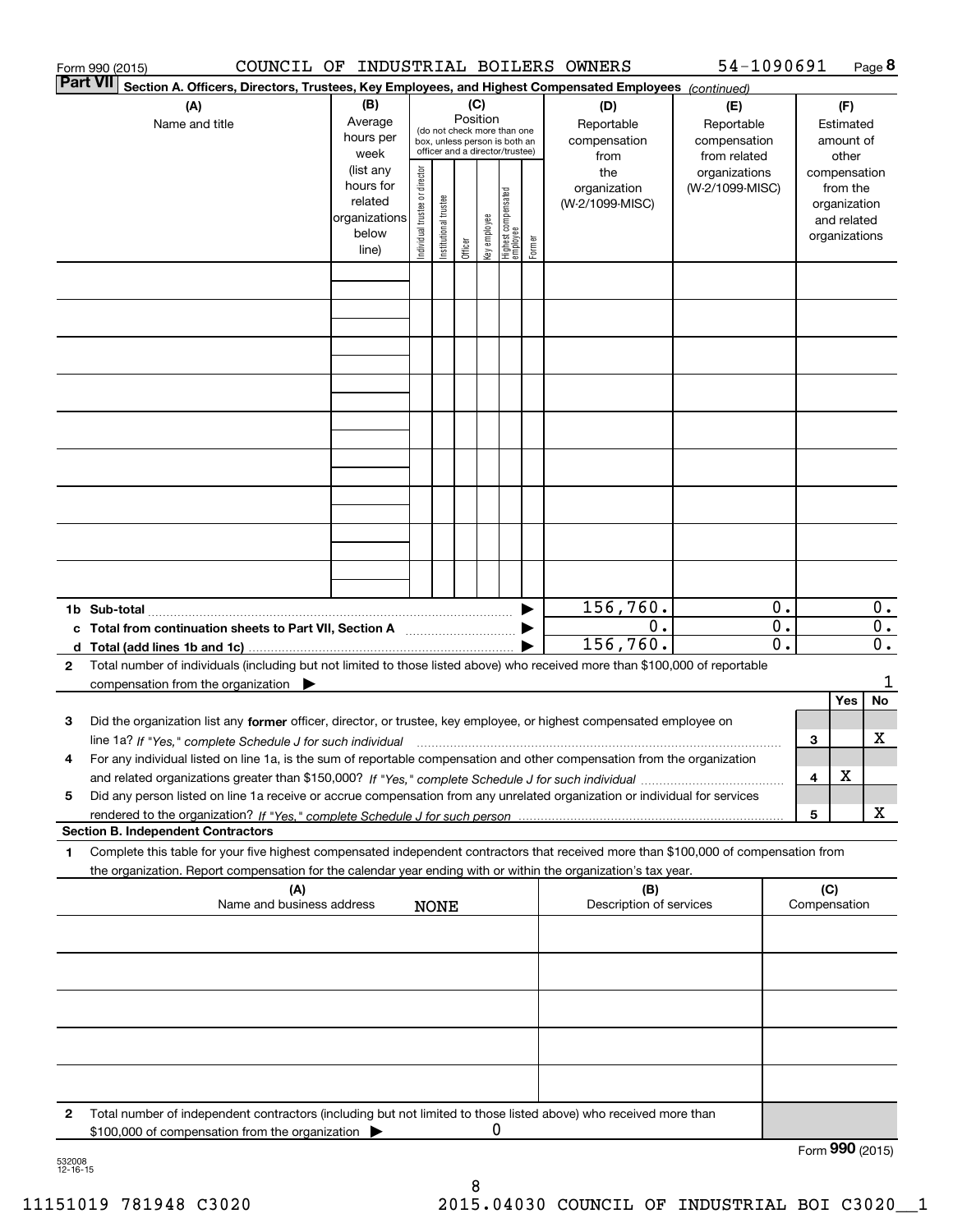Form 990 (2015) COUNCIL OF INDUSTRIAL BOILERS OWNERS 54-1090691 Page **8**

**Part VII** **Section A. Officers, Directors, Trustees, Key Employees, and Highest Compensated Employees** *(continued)*

| (A) Name and title | (B) Average hours per week (list any hours for related organizations below line) | (C) Position (do not check more than one box, unless person is both an officer and a director/trustee): Individual trustee or director | Institutional trustee | Officer | Key employee | Highest compensated employee | Former | (D) Reportable compensation from the organization (W-2/1099-MISC) | (E) Reportable compensation from related organizations (W-2/1099-MISC) | (F) Estimated amount of other compensation from the organization and related organizations |
|---|---|---|---|---|---|---|---|---|---|---|
| | | | | | | | | | | |
| | | | | | | | | | | |
| | | | | | | | | | | |
| | | | | | | | | | | |
| | | | | | | | | | | |
| | | | | | | | | | | |
| | | | | | | | | | | |
| | | | | | | | | | | |
| | | | | | | | | | | |
| **1b Sub-total** | | | | | | | ▶ | 156,760. | 0. | 0. |
| **c Total from continuation sheets to Part VII, Section A** | | | | | | | ▶ | 0. | 0. | 0. |
| **d Total (add lines 1b and 1c)** | | | | | | | ▶ | 156,760. | 0. | 0. |

**2** Total number of individuals (including but not limited to those listed above) who received more than $100,000 of reportable compensation from the organization ▶ 1

| | | | Yes | No |
|---|---|---|---|---|
| **3** | Did the organization list any **former** officer, director, or trustee, key employee, or highest compensated employee on line 1a? *If "Yes," complete Schedule J for such individual* | **3** | | X |
| **4** | For any individual listed on line 1a, is the sum of reportable compensation and other compensation from the organization and related organizations greater than $150,000? *If "Yes," complete Schedule J for such individual* | **4** | X | |
| **5** | Did any person listed on line 1a receive or accrue compensation from any unrelated organization or individual for services rendered to the organization? *If "Yes," complete Schedule J for such person* | **5** | | X |

**Section B. Independent Contractors**

**1** Complete this table for your five highest compensated independent contractors that received more than $100,000 of compensation from the organization. Report compensation for the calendar year ending with or within the organization's tax year.

| (A) Name and business address | (B) Description of services | (C) Compensation |
|---|---|---|
| NONE | | |
| | | |
| | | |
| | | |
| | | |

**2** Total number of independent contractors (including but not limited to those listed above) who received more than $100,000 of compensation from the organization ▶ 0

Form **990** (2015)

532008 12-16-15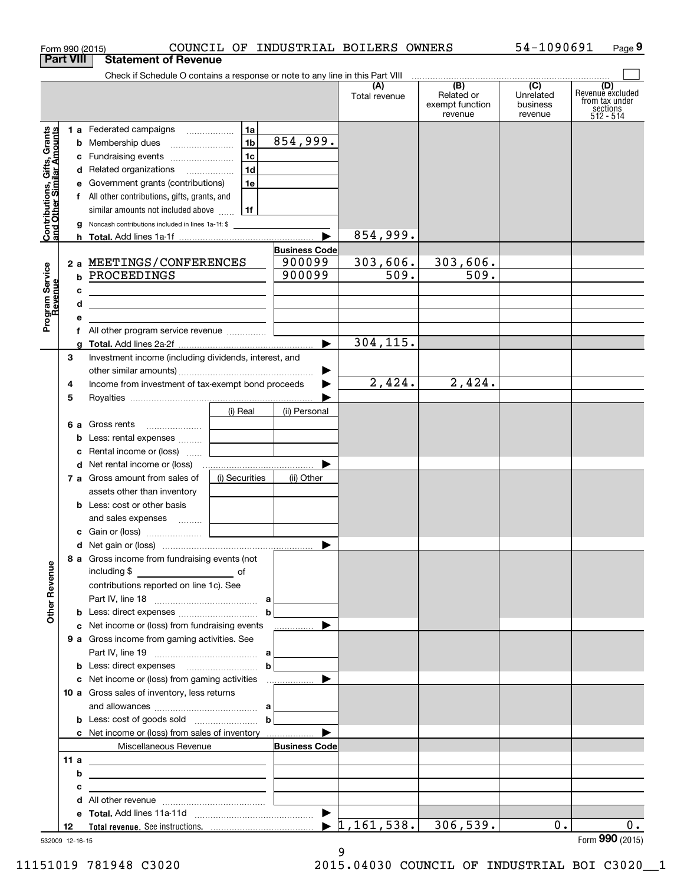Form 990 (2015) COUNCIL OF INDUSTRIAL BOILERS OWNERS 54-1090691

## Part VIII Statement of Revenue

Check if Schedule O contains a response or note to any line in this Part VIII

| | | | | (A) Total revenue | (B) Related or exempt function revenue | (C) Unrelated business revenue | (D) Revenue excluded from tax under sections 512 - 514 |
|---|---|---|---|---|---|---|---|
| **Contributions, Gifts, Grants and Other Similar Amounts** | 1 a Federated campaigns | 1a | | | | | |
| | b Membership dues | 1b | 854,999. | | | | |
| | c Fundraising events | 1c | | | | | |
| | d Related organizations | 1d | | | | | |
| | e Government grants (contributions) | 1e | | | | | |
| | f All other contributions, gifts, grants, and similar amounts not included above | 1f | | | | | |
| | g Noncash contributions included in lines 1a-1f: $ | | | | | | |
| | h **Total.** Add lines 1a-1f | | ▶ | 854,999. | | | |
| **Program Service Revenue** | | | **Business Code** | | | | |
| | 2 a MEETINGS/CONFERENCES | | 900099 | 303,606. | 303,606. | | |
| | b PROCEEDINGS | | 900099 | 509. | 509. | | |
| | c | | | | | | |
| | d | | | | | | |
| | e | | | | | | |
| | f All other program service revenue | | | | | | |
| | g **Total.** Add lines 2a-2f | | ▶ | 304,115. | | | |
| | 3 Investment income (including dividends, interest, and other similar amounts) | | ▶ | 2,424. | 2,424. | | |
| | 4 Income from investment of tax-exempt bond proceeds | | ▶ | | | | |
| | 5 Royalties | | ▶ | | | | |
| | | (i) Real | (ii) Personal | | | | |
| | 6 a Gross rents | | | | | | |
| | b Less: rental expenses | | | | | | |
| | c Rental income or (loss) | | | | | | |
| | d Net rental income or (loss) | | ▶ | | | | |
| | 7 a Gross amount from sales of assets other than inventory | (i) Securities | (ii) Other | | | | |
| | b Less: cost or other basis and sales expenses | | | | | | |
| | c Gain or (loss) | | | | | | |
| | d Net gain or (loss) | | ▶ | | | | |
| **Other Revenue** | 8 a Gross income from fundraising events (not including $ of contributions reported on line 1c). See Part IV, line 18 | a | | | | | |
| | b Less: direct expenses | b | | | | | |
| | c Net income or (loss) from fundraising events | | ▶ | | | | |
| | 9 a Gross income from gaming activities. See Part IV, line 19 | a | | | | | |
| | b Less: direct expenses | b | | | | | |
| | c Net income or (loss) from gaming activities | | ▶ | | | | |
| | 10 a Gross sales of inventory, less returns and allowances | a | | | | | |
| | b Less: cost of goods sold | b | | | | | |
| | c Net income or (loss) from sales of inventory | | ▶ | | | | |
| | Miscellaneous Revenue | | **Business Code** | | | | |
| | 11 a | | | | | | |
| | b | | | | | | |
| | c | | | | | | |
| | d All other revenue | | | | | | |
| | e **Total.** Add lines 11a-11d | | ▶ | | | | |
| | 12 **Total revenue.** See instructions. | | ▶ | 1,161,538. | 306,539. | 0. | 0. |

532009 12-16-15

Form **990** (2015)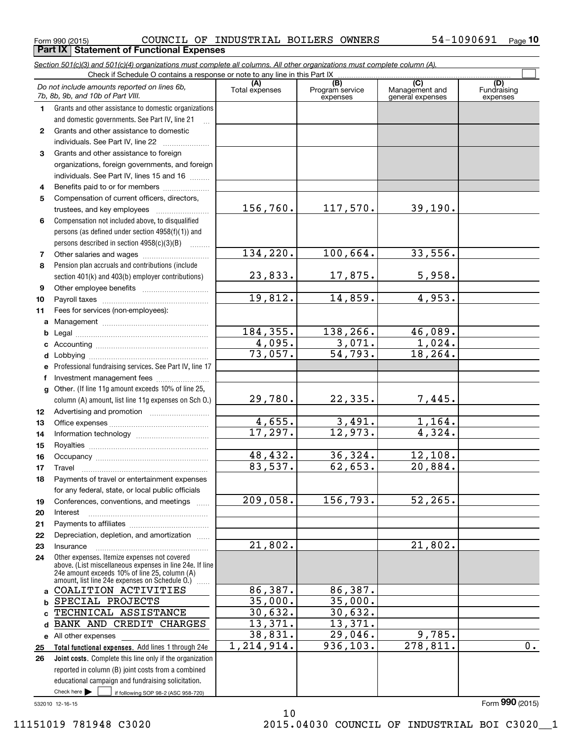Form 990 (2015) COUNCIL OF INDUSTRIAL BOILERS OWNERS 54-1090691

## Part IX Statement of Functional Expenses

*Section 501(c)(3) and 501(c)(4) organizations must complete all columns. All other organizations must complete column (A).*

Check if Schedule O contains a response or note to any line in this Part IX ☐

| *Do not include amounts reported on lines 6b, 7b, 8b, 9b, and 10b of Part VIII.* | (A) Total expenses | (B) Program service expenses | (C) Management and general expenses | (D) Fundraising expenses |
|---|---|---|---|---|
| **1** Grants and other assistance to domestic organizations and domestic governments. See Part IV, line 21 | | | | |
| **2** Grants and other assistance to domestic individuals. See Part IV, line 22 | | | | |
| **3** Grants and other assistance to foreign organizations, foreign governments, and foreign individuals. See Part IV, lines 15 and 16 | | | | |
| **4** Benefits paid to or for members | | | | |
| **5** Compensation of current officers, directors, trustees, and key employees | 156,760. | 117,570. | 39,190. | |
| **6** Compensation not included above, to disqualified persons (as defined under section 4958(f)(1)) and persons described in section 4958(c)(3)(B) | | | | |
| **7** Other salaries and wages | 134,220. | 100,664. | 33,556. | |
| **8** Pension plan accruals and contributions (include section 401(k) and 403(b) employer contributions) | 23,833. | 17,875. | 5,958. | |
| **9** Other employee benefits | | | | |
| **10** Payroll taxes | 19,812. | 14,859. | 4,953. | |
| **11** Fees for services (non-employees): | | | | |
| **a** Management | | | | |
| **b** Legal | 184,355. | 138,266. | 46,089. | |
| **c** Accounting | 4,095. | 3,071. | 1,024. | |
| **d** Lobbying | 73,057. | 54,793. | 18,264. | |
| **e** Professional fundraising services. See Part IV, line 17 | | | | |
| **f** Investment management fees | | | | |
| **g** Other. (If line 11g amount exceeds 10% of line 25, column (A) amount, list line 11g expenses on Sch O.) | 29,780. | 22,335. | 7,445. | |
| **12** Advertising and promotion | | | | |
| **13** Office expenses | 4,655. | 3,491. | 1,164. | |
| **14** Information technology | 17,297. | 12,973. | 4,324. | |
| **15** Royalties | | | | |
| **16** Occupancy | 48,432. | 36,324. | 12,108. | |
| **17** Travel | 83,537. | 62,653. | 20,884. | |
| **18** Payments of travel or entertainment expenses for any federal, state, or local public officials | | | | |
| **19** Conferences, conventions, and meetings | 209,058. | 156,793. | 52,265. | |
| **20** Interest | | | | |
| **21** Payments to affiliates | | | | |
| **22** Depreciation, depletion, and amortization | | | | |
| **23** Insurance | 21,802. | | 21,802. | |
| **24** Other expenses. Itemize expenses not covered above. (List miscellaneous expenses in line 24e. If line 24e amount exceeds 10% of line 25, column (A) amount, list line 24e expenses on Schedule O.) | | | | |
| **a** COALITION ACTIVITIES | 86,387. | 86,387. | | |
| **b** SPECIAL PROJECTS | 35,000. | 35,000. | | |
| **c** TECHNICAL ASSISTANCE | 30,632. | 30,632. | | |
| **d** BANK AND CREDIT CHARGES | 13,371. | 13,371. | | |
| **e** All other expenses | 38,831. | 29,046. | 9,785. | |
| **25** **Total functional expenses.** Add lines 1 through 24e | 1,214,914. | 936,103. | 278,811. | 0. |
| **26** **Joint costs.** Complete this line only if the organization reported in column (B) joint costs from a combined educational campaign and fundraising solicitation. Check here ☐ if following SOP 98-2 (ASC 958-720) | | | | |

532010 12-16-15

Form **990** (2015)

11151019 781948 C3020 2015.04030 COUNCIL OF INDUSTRIAL BOI C3020__1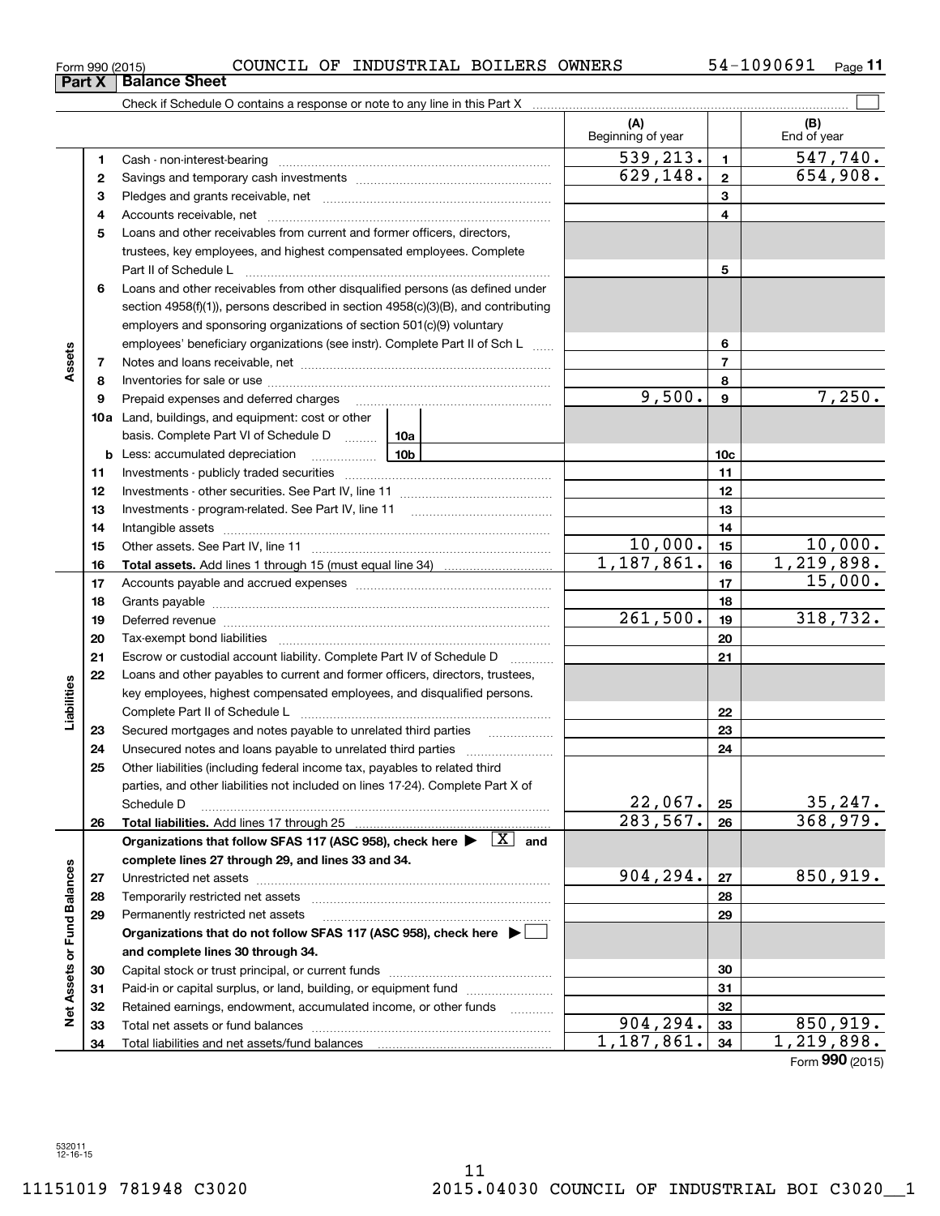Form 990 (2015) COUNCIL OF INDUSTRIAL BOILERS OWNERS 54-1090691

## Part X Balance Sheet

Check if Schedule O contains a response or note to any line in this Part X

| Section | Line | Description | (A) Beginning of year | | (B) End of year |
|---|---|---|---|---|---|
| Assets | 1 | Cash - non-interest-bearing | 539,213. | 1 | 547,740. |
| | 2 | Savings and temporary cash investments | 629,148. | 2 | 654,908. |
| | 3 | Pledges and grants receivable, net | | 3 | |
| | 4 | Accounts receivable, net | | 4 | |
| | 5 | Loans and other receivables from current and former officers, directors, trustees, key employees, and highest compensated employees. Complete Part II of Schedule L | | 5 | |
| | 6 | Loans and other receivables from other disqualified persons (as defined under section 4958(f)(1)), persons described in section 4958(c)(3)(B), and contributing employers and sponsoring organizations of section 501(c)(9) voluntary employees' beneficiary organizations (see instr). Complete Part II of Sch L | | 6 | |
| | 7 | Notes and loans receivable, net | | 7 | |
| | 8 | Inventories for sale or use | | 8 | |
| | 9 | Prepaid expenses and deferred charges | 9,500. | 9 | 7,250. |
| | 10a | Land, buildings, and equipment: cost or other basis. Complete Part VI of Schedule D (10a) | | | |
| | b | Less: accumulated depreciation (10b) | | 10c | |
| | 11 | Investments - publicly traded securities | | 11 | |
| | 12 | Investments - other securities. See Part IV, line 11 | | 12 | |
| | 13 | Investments - program-related. See Part IV, line 11 | | 13 | |
| | 14 | Intangible assets | | 14 | |
| | 15 | Other assets. See Part IV, line 11 | 10,000. | 15 | 10,000. |
| | 16 | **Total assets.** Add lines 1 through 15 (must equal line 34) | 1,187,861. | 16 | 1,219,898. |
| Liabilities | 17 | Accounts payable and accrued expenses | | 17 | 15,000. |
| | 18 | Grants payable | | 18 | |
| | 19 | Deferred revenue | 261,500. | 19 | 318,732. |
| | 20 | Tax-exempt bond liabilities | | 20 | |
| | 21 | Escrow or custodial account liability. Complete Part IV of Schedule D | | 21 | |
| | 22 | Loans and other payables to current and former officers, directors, trustees, key employees, highest compensated employees, and disqualified persons. Complete Part II of Schedule L | | 22 | |
| | 23 | Secured mortgages and notes payable to unrelated third parties | | 23 | |
| | 24 | Unsecured notes and loans payable to unrelated third parties | | 24 | |
| | 25 | Other liabilities (including federal income tax, payables to related third parties, and other liabilities not included on lines 17-24). Complete Part X of Schedule D | 22,067. | 25 | 35,247. |
| | 26 | **Total liabilities.** Add lines 17 through 25 | 283,567. | 26 | 368,979. |
| Net Assets or Fund Balances | | **Organizations that follow SFAS 117 (ASC 958), check here ▶ [X] and complete lines 27 through 29, and lines 33 and 34.** | | | |
| | 27 | Unrestricted net assets | 904,294. | 27 | 850,919. |
| | 28 | Temporarily restricted net assets | | 28 | |
| | 29 | Permanently restricted net assets | | 29 | |
| | | **Organizations that do not follow SFAS 117 (ASC 958), check here ▶ [ ] and complete lines 30 through 34.** | | | |
| | 30 | Capital stock or trust principal, or current funds | | 30 | |
| | 31 | Paid-in or capital surplus, or land, building, or equipment fund | | 31 | |
| | 32 | Retained earnings, endowment, accumulated income, or other funds | | 32 | |
| | 33 | Total net assets or fund balances | 904,294. | 33 | 850,919. |
| | 34 | Total liabilities and net assets/fund balances | 1,187,861. | 34 | 1,219,898. |

Form **990** (2015)

532011 12-16-15

11151019 781948 C3020 2015.04030 COUNCIL OF INDUSTRIAL BOI C3020__1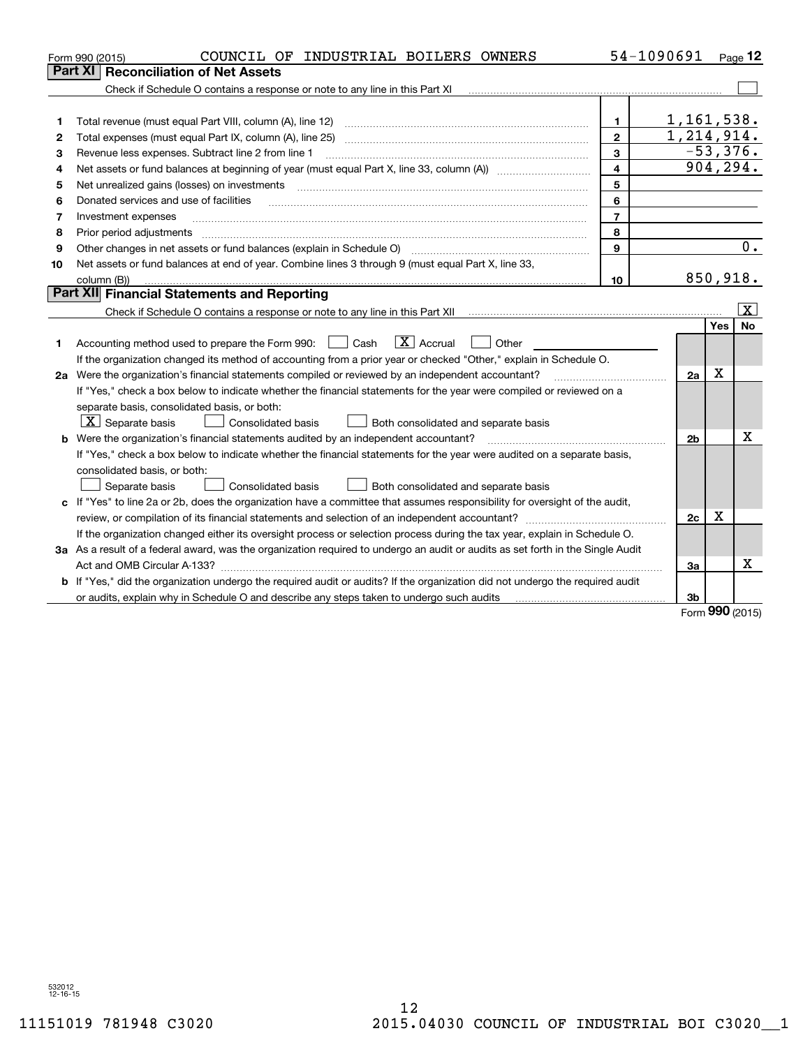Form 990 (2015) COUNCIL OF INDUSTRIAL BOILERS OWNERS 54-1090691 Page 12

## Part XI Reconciliation of Net Assets

Check if Schedule O contains a response or note to any line in this Part XI [ ]

| | | | |
|---|---|---|---|
| 1 | Total revenue (must equal Part VIII, column (A), line 12) | 1 | 1,161,538. |
| 2 | Total expenses (must equal Part IX, column (A), line 25) | 2 | 1,214,914. |
| 3 | Revenue less expenses. Subtract line 2 from line 1 | 3 | -53,376. |
| 4 | Net assets or fund balances at beginning of year (must equal Part X, line 33, column (A)) | 4 | 904,294. |
| 5 | Net unrealized gains (losses) on investments | 5 | |
| 6 | Donated services and use of facilities | 6 | |
| 7 | Investment expenses | 7 | |
| 8 | Prior period adjustments | 8 | |
| 9 | Other changes in net assets or fund balances (explain in Schedule O) | 9 | 0. |
| 10 | Net assets or fund balances at end of year. Combine lines 3 through 9 (must equal Part X, line 33, column (B)) | 10 | 850,918. |

## Part XII Financial Statements and Reporting

Check if Schedule O contains a response or note to any line in this Part XII [X]

| | | | Yes | No |
|---|---|---|---|---|
| 1 | Accounting method used to prepare the Form 990: [ ] Cash [X] Accrual [ ] Other<br>If the organization changed its method of accounting from a prior year or checked "Other," explain in Schedule O. | | | |
| 2a | Were the organization's financial statements compiled or reviewed by an independent accountant? | 2a | X | |
| | If "Yes," check a box below to indicate whether the financial statements for the year were compiled or reviewed on a separate basis, consolidated basis, or both:<br>[X] Separate basis [ ] Consolidated basis [ ] Both consolidated and separate basis | | | |
| b | Were the organization's financial statements audited by an independent accountant? | 2b | | X |
| | If "Yes," check a box below to indicate whether the financial statements for the year were audited on a separate basis, consolidated basis, or both:<br>[ ] Separate basis [ ] Consolidated basis [ ] Both consolidated and separate basis | | | |
| c | If "Yes" to line 2a or 2b, does the organization have a committee that assumes responsibility for oversight of the audit, review, or compilation of its financial statements and selection of an independent accountant? | 2c | X | |
| | If the organization changed either its oversight process or selection process during the tax year, explain in Schedule O. | | | |
| 3a | As a result of a federal award, was the organization required to undergo an audit or audits as set forth in the Single Audit Act and OMB Circular A-133? | 3a | | X |
| b | If "Yes," did the organization undergo the required audit or audits? If the organization did not undergo the required audit or audits, explain why in Schedule O and describe any steps taken to undergo such audits | 3b | | |

Form 990 (2015)

532012 12-16-15

11151019 781948 C3020 2015.04030 COUNCIL OF INDUSTRIAL BOI C3020__1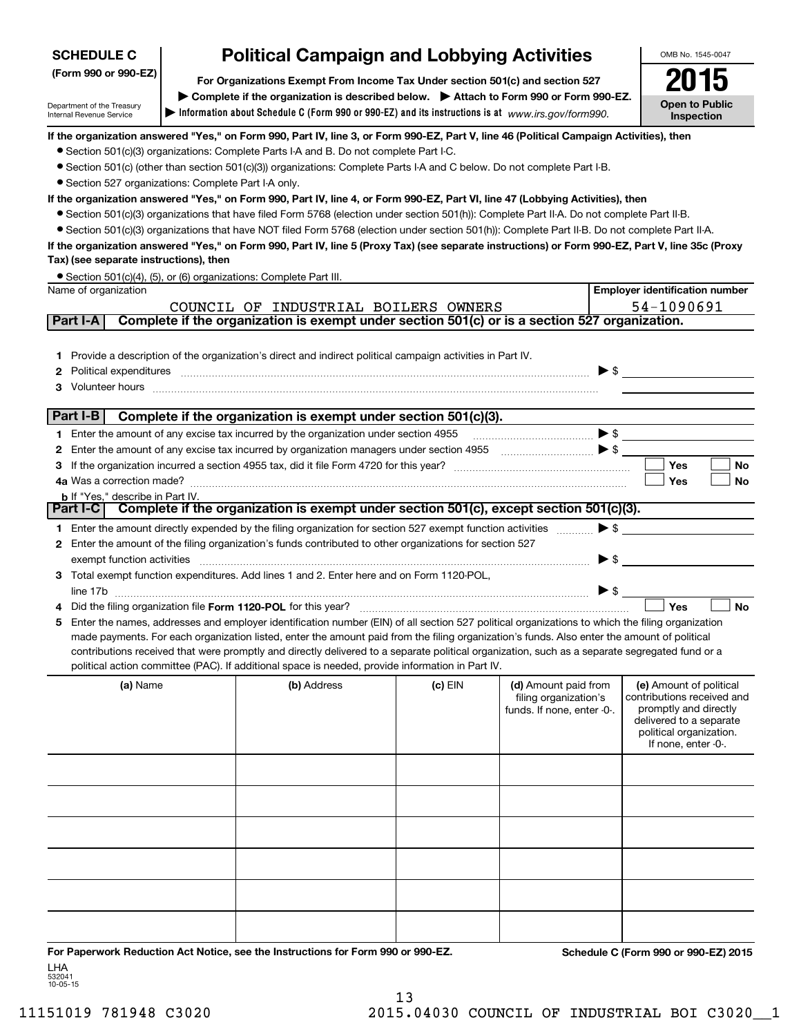**SCHEDULE C**
**(Form 990 or 990-EZ)**

Department of the Treasury
Internal Revenue Service

# Political Campaign and Lobbying Activities

**For Organizations Exempt From Income Tax Under section 501(c) and section 527**

▶ **Complete if the organization is described below.** ▶ **Attach to Form 990 or Form 990-EZ.**

▶ **Information about Schedule C (Form 990 or 990-EZ) and its instructions is at** *www.irs.gov/form990.*

OMB No. 1545-0047

**2015**

**Open to Public Inspection**

**If the organization answered "Yes," on Form 990, Part IV, line 3, or Form 990-EZ, Part V, line 46 (Political Campaign Activities), then**

- Section 501(c)(3) organizations: Complete Parts I-A and B. Do not complete Part I-C.
- Section 501(c) (other than section 501(c)(3)) organizations: Complete Parts I-A and C below. Do not complete Part I-B.
- Section 527 organizations: Complete Part I-A only.

**If the organization answered "Yes," on Form 990, Part IV, line 4, or Form 990-EZ, Part VI, line 47 (Lobbying Activities), then**

- Section 501(c)(3) organizations that have filed Form 5768 (election under section 501(h)): Complete Part II-A. Do not complete Part II-B.
- Section 501(c)(3) organizations that have NOT filed Form 5768 (election under section 501(h)): Complete Part II-B. Do not complete Part II-A.

**If the organization answered "Yes," on Form 990, Part IV, line 5 (Proxy Tax) (see separate instructions) or Form 990-EZ, Part V, line 35c (Proxy Tax) (see separate instructions), then**

- Section 501(c)(4), (5), or (6) organizations: Complete Part III.

| Name of organization | Employer identification number |
|---|---|
| COUNCIL OF INDUSTRIAL BOILERS OWNERS | 54-1090691 |

## Part I-A Complete if the organization is exempt under section 501(c) or is a section 527 organization.

1. Provide a description of the organization's direct and indirect political campaign activities in Part IV.
2. Political expenditures ▶ $
3. Volunteer hours

## Part I-B Complete if the organization is exempt under section 501(c)(3).

1. Enter the amount of any excise tax incurred by the organization under section 4955 ▶ $
2. Enter the amount of any excise tax incurred by organization managers under section 4955 ▶ $
3. If the organization incurred a section 4955 tax, did it file Form 4720 for this year? ☐ Yes ☐ No

4a. Was a correction made? ☐ Yes ☐ No

b. If "Yes," describe in Part IV.

## Part I-C Complete if the organization is exempt under section 501(c), except section 501(c)(3).

1. Enter the amount directly expended by the filing organization for section 527 exempt function activities ▶ $
2. Enter the amount of the filing organization's funds contributed to other organizations for section 527 exempt function activities ▶ $
3. Total exempt function expenditures. Add lines 1 and 2. Enter here and on Form 1120-POL, line 17b ▶ $
4. Did the filing organization file **Form 1120-POL** for this year? ☐ Yes ☐ No
5. Enter the names, addresses and employer identification number (EIN) of all section 527 political organizations to which the filing organization made payments. For each organization listed, enter the amount paid from the filing organization's funds. Also enter the amount of political contributions received that were promptly and directly delivered to a separate political organization, such as a separate segregated fund or a political action committee (PAC). If additional space is needed, provide information in Part IV.

| (a) Name | (b) Address | (c) EIN | (d) Amount paid from filing organization's funds. If none, enter -0-. | (e) Amount of political contributions received and promptly and directly delivered to a separate political organization. If none, enter -0-. |
|---|---|---|---|---|
| | | | | |
| | | | | |
| | | | | |
| | | | | |
| | | | | |
| | | | | |

**For Paperwork Reduction Act Notice, see the Instructions for Form 990 or 990-EZ.** **Schedule C (Form 990 or 990-EZ) 2015**

LHA
532041
10-05-15

11151019 781948 C3020 2015.04030 COUNCIL OF INDUSTRIAL BOI C3020__1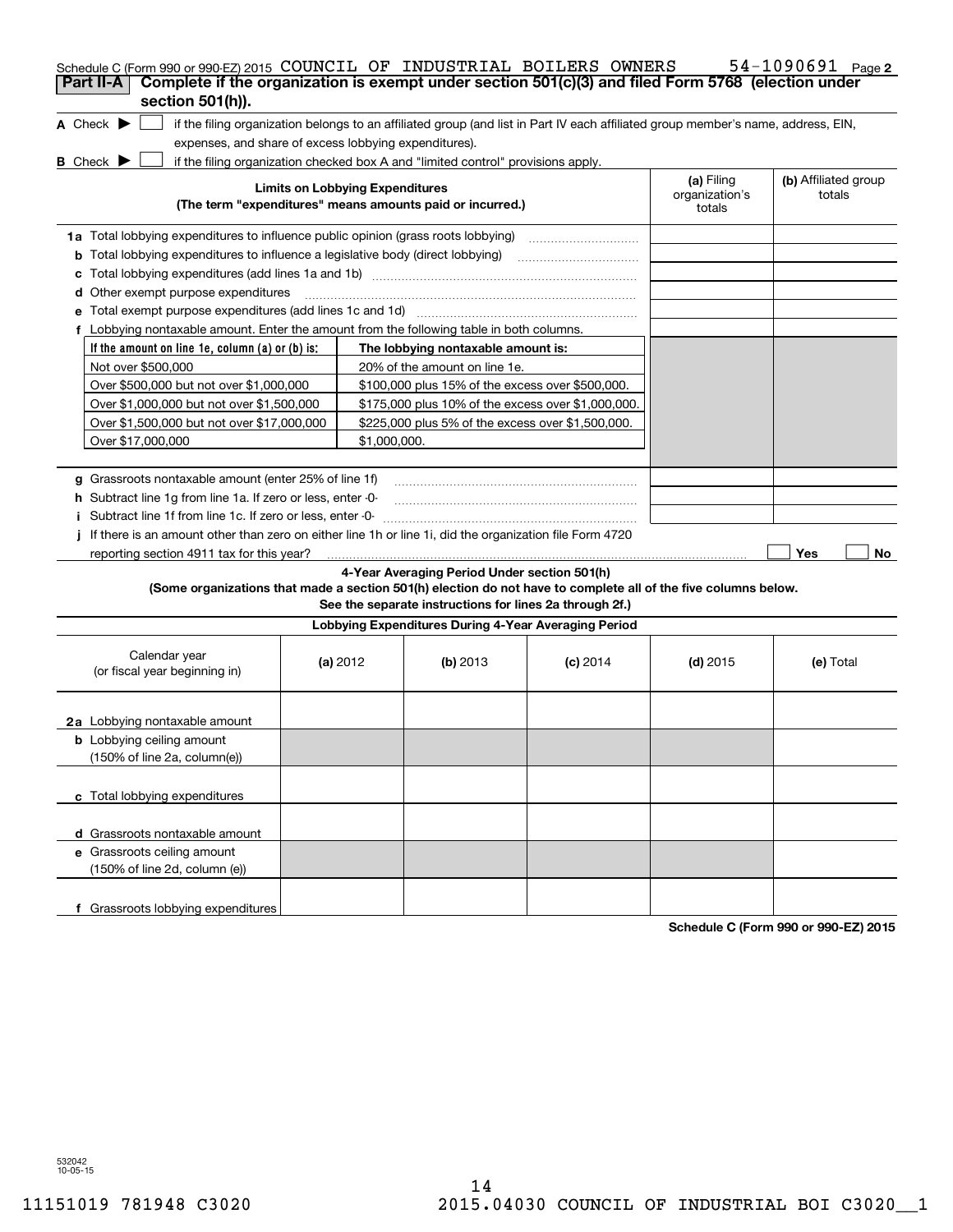Schedule C (Form 990 or 990-EZ) 2015 COUNCIL OF INDUSTRIAL BOILERS OWNERS 54-1090691 Page 2

## Part II-A Complete if the organization is exempt under section 501(c)(3) and filed Form 5768 (election under section 501(h)).

A Check ▶ ☐ if the filing organization belongs to an affiliated group (and list in Part IV each affiliated group member's name, address, EIN, expenses, and share of excess lobbying expenditures).

B Check ▶ ☐ if the filing organization checked box A and "limited control" provisions apply.

| Limits on Lobbying Expenditures (The term "expenditures" means amounts paid or incurred.) | (a) Filing organization's totals | (b) Affiliated group totals |
|---|---|---|
| 1a Total lobbying expenditures to influence public opinion (grass roots lobbying) | | |
| b Total lobbying expenditures to influence a legislative body (direct lobbying) | | |
| c Total lobbying expenditures (add lines 1a and 1b) | | |
| d Other exempt purpose expenditures | | |
| e Total exempt purpose expenditures (add lines 1c and 1d) | | |
| f Lobbying nontaxable amount. Enter the amount from the following table in both columns. | | |

| If the amount on line 1e, column (a) or (b) is: | The lobbying nontaxable amount is: |
|---|---|
| Not over $500,000 | 20% of the amount on line 1e. |
| Over $500,000 but not over $1,000,000 | $100,000 plus 15% of the excess over $500,000. |
| Over $1,000,000 but not over $1,500,000 | $175,000 plus 10% of the excess over $1,000,000. |
| Over $1,500,000 but not over $17,000,000 | $225,000 plus 5% of the excess over $1,500,000. |
| Over $17,000,000 | $1,000,000. |

| | (a) | (b) |
|---|---|---|
| g Grassroots nontaxable amount (enter 25% of line 1f) | | |
| h Subtract line 1g from line 1a. If zero or less, enter -0- | | |
| i Subtract line 1f from line 1c. If zero or less, enter -0- | | |

j If there is an amount other than zero on either line 1h or line 1i, did the organization file Form 4720 reporting section 4911 tax for this year? ☐ Yes ☐ No

### 4-Year Averaging Period Under section 501(h)

**(Some organizations that made a section 501(h) election do not have to complete all of the five columns below. See the separate instructions for lines 2a through 2f.)**

| Lobbying Expenditures During 4-Year Averaging Period | | | | | |
|---|---|---|---|---|---|
| Calendar year (or fiscal year beginning in) | (a) 2012 | (b) 2013 | (c) 2014 | (d) 2015 | (e) Total |
| 2a Lobbying nontaxable amount | | | | | |
| b Lobbying ceiling amount (150% of line 2a, column(e)) | | | | | |
| c Total lobbying expenditures | | | | | |
| d Grassroots nontaxable amount | | | | | |
| e Grassroots ceiling amount (150% of line 2d, column (e)) | | | | | |
| f Grassroots lobbying expenditures | | | | | |

Schedule C (Form 990 or 990-EZ) 2015

532042 10-05-15

11151019 781948 C3020 2015.04030 COUNCIL OF INDUSTRIAL BOI C3020__1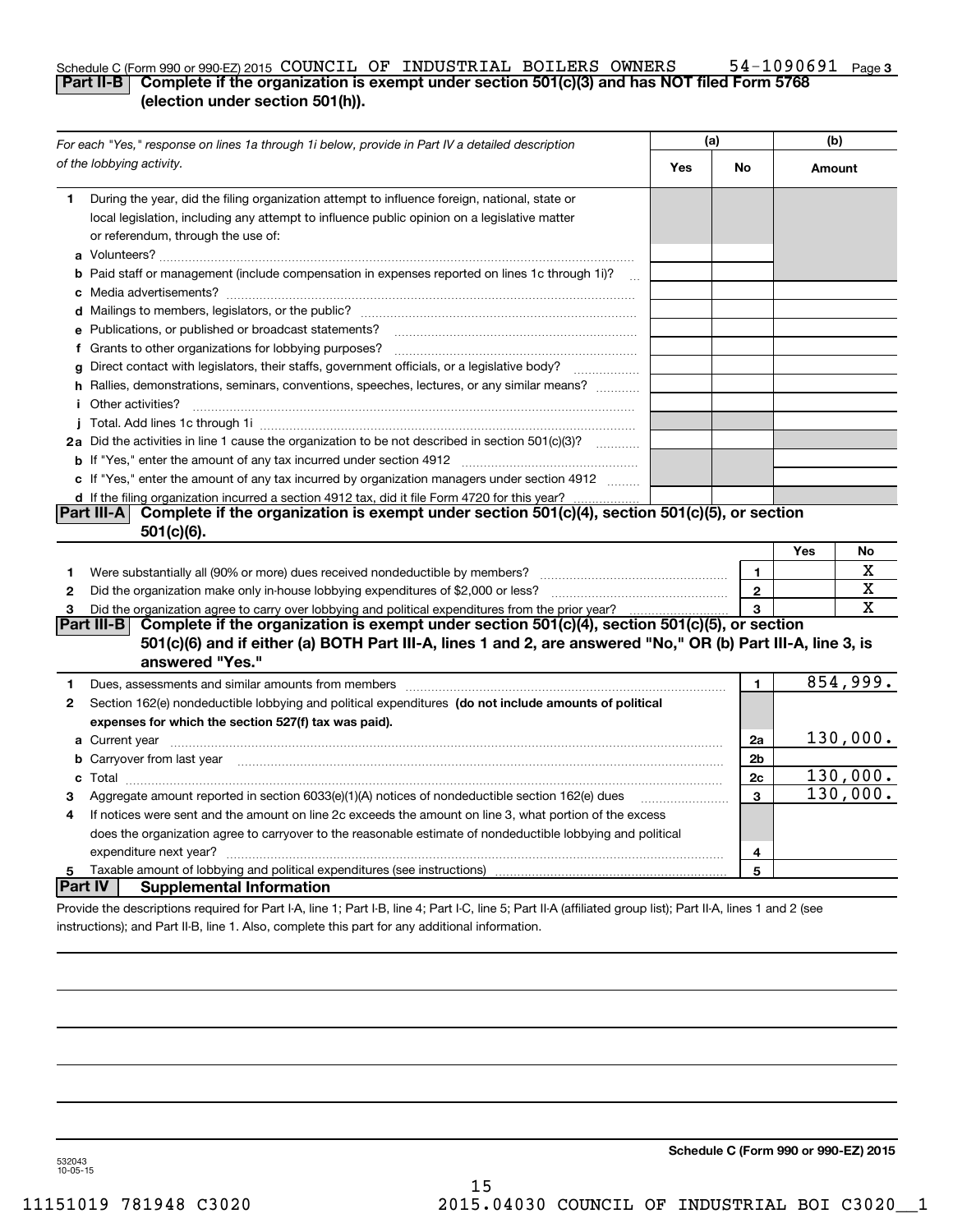Schedule C (Form 990 or 990-EZ) 2015 COUNCIL OF INDUSTRIAL BOILERS OWNERS 54-1090691 Page 3

## Part II-B Complete if the organization is exempt under section 501(c)(3) and has NOT filed Form 5768 (election under section 501(h)).

| *For each "Yes," response on lines 1a through 1i below, provide in Part IV a detailed description of the lobbying activity.* | (a) Yes | (a) No | (b) Amount |
|---|---|---|---|
| **1** During the year, did the filing organization attempt to influence foreign, national, state or local legislation, including any attempt to influence public opinion on a legislative matter or referendum, through the use of: | | | |
| **a** Volunteers? | | | |
| **b** Paid staff or management (include compensation in expenses reported on lines 1c through 1i)? | | | |
| **c** Media advertisements? | | | |
| **d** Mailings to members, legislators, or the public? | | | |
| **e** Publications, or published or broadcast statements? | | | |
| **f** Grants to other organizations for lobbying purposes? | | | |
| **g** Direct contact with legislators, their staffs, government officials, or a legislative body? | | | |
| **h** Rallies, demonstrations, seminars, conventions, speeches, lectures, or any similar means? | | | |
| **i** Other activities? | | | |
| **j** Total. Add lines 1c through 1i | | | |
| **2a** Did the activities in line 1 cause the organization to be not described in section 501(c)(3)? | | | |
| **b** If "Yes," enter the amount of any tax incurred under section 4912 | | | |
| **c** If "Yes," enter the amount of any tax incurred by organization managers under section 4912 | | | |
| **d** If the filing organization incurred a section 4912 tax, did it file Form 4720 for this year? | | | |

## Part III-A Complete if the organization is exempt under section 501(c)(4), section 501(c)(5), or section 501(c)(6).

| | | | Yes | No |
|---|---|---|---|---|
| **1** | Were substantially all (90% or more) dues received nondeductible by members? | 1 | | X |
| **2** | Did the organization make only in-house lobbying expenditures of $2,000 or less? | 2 | | X |
| **3** | Did the organization agree to carry over lobbying and political expenditures from the prior year? | 3 | | X |

## Part III-B Complete if the organization is exempt under section 501(c)(4), section 501(c)(5), or section 501(c)(6) and if either (a) BOTH Part III-A, lines 1 and 2, are answered "No," OR (b) Part III-A, line 3, is answered "Yes."

| | | | |
|---|---|---|---|
| **1** | Dues, assessments and similar amounts from members | 1 | 854,999. |
| **2** | Section 162(e) nondeductible lobbying and political expenditures **(do not include amounts of political expenses for which the section 527(f) tax was paid).** | | |
| **a** | Current year | 2a | 130,000. |
| **b** | Carryover from last year | 2b | |
| **c** | Total | 2c | 130,000. |
| **3** | Aggregate amount reported in section 6033(e)(1)(A) notices of nondeductible section 162(e) dues | 3 | 130,000. |
| **4** | If notices were sent and the amount on line 2c exceeds the amount on line 3, what portion of the excess does the organization agree to carryover to the reasonable estimate of nondeductible lobbying and political expenditure next year? | 4 | |
| **5** | Taxable amount of lobbying and political expenditures (see instructions) | 5 | |

## Part IV Supplemental Information

Provide the descriptions required for Part I-A, line 1; Part I-B, line 4; Part I-C, line 5; Part II-A (affiliated group list); Part II-A, lines 1 and 2 (see instructions); and Part II-B, line 1. Also, complete this part for any additional information.

532043 10-05-15

**Schedule C (Form 990 or 990-EZ) 2015**

11151019 781948 C3020 2015.04030 COUNCIL OF INDUSTRIAL BOI C3020__1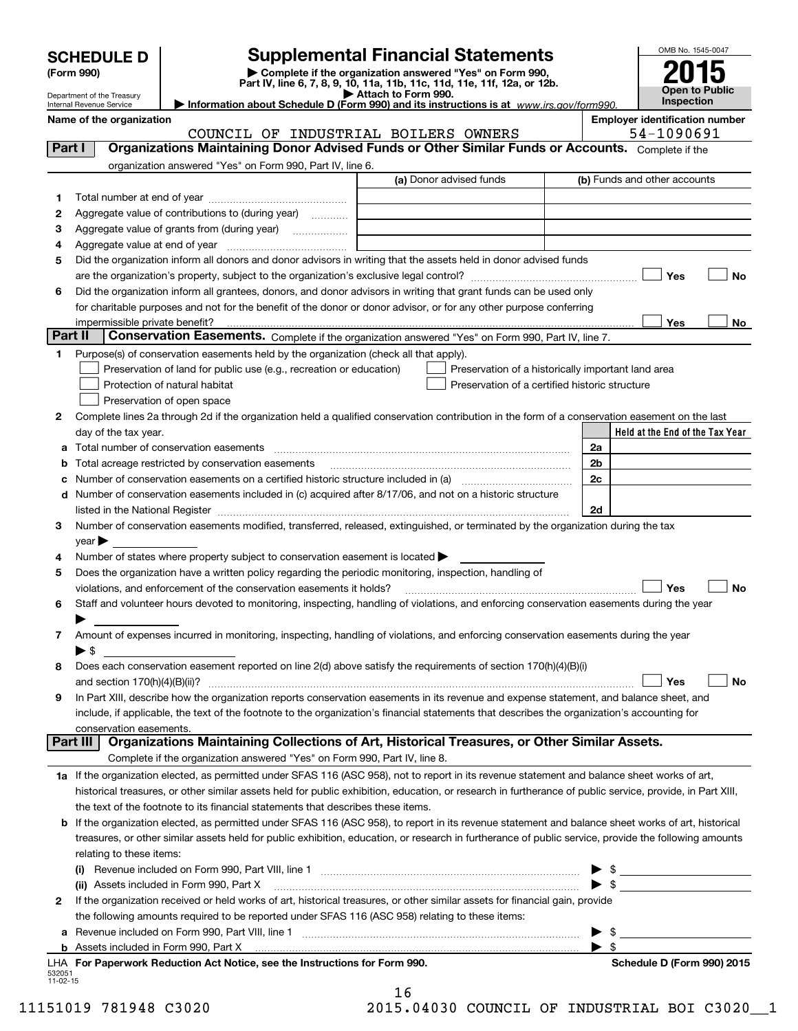# SCHEDULE D (Form 990)

Department of the Treasury
Internal Revenue Service

## Supplemental Financial Statements

▶ Complete if the organization answered "Yes" on Form 990, Part IV, line 6, 7, 8, 9, 10, 11a, 11b, 11c, 11d, 11e, 11f, 12a, or 12b.
▶ Attach to Form 990.
▶ Information about Schedule D (Form 990) and its instructions is at www.irs.gov/form990.

OMB No. 1545-0047
**2015**
**Open to Public Inspection**

**Name of the organization**: COUNCIL OF INDUSTRIAL BOILERS OWNERS
**Employer identification number**: 54-1090691

### Part I — Organizations Maintaining Donor Advised Funds or Other Similar Funds or Accounts.
Complete if the organization answered "Yes" on Form 990, Part IV, line 6.

| | | (a) Donor advised funds | (b) Funds and other accounts |
|---|---|---|---|
| 1 | Total number at end of year | | |
| 2 | Aggregate value of contributions to (during year) | | |
| 3 | Aggregate value of grants from (during year) | | |
| 4 | Aggregate value at end of year | | |

5 Did the organization inform all donors and donor advisors in writing that the assets held in donor advised funds are the organization's property, subject to the organization's exclusive legal control? ☐ Yes ☐ No

6 Did the organization inform all grantees, donors, and donor advisors in writing that grant funds can be used only for charitable purposes and not for the benefit of the donor or donor advisor, or for any other purpose conferring impermissible private benefit? ☐ Yes ☐ No

### Part II — Conservation Easements.
Complete if the organization answered "Yes" on Form 990, Part IV, line 7.

1 Purpose(s) of conservation easements held by the organization (check all that apply).
- ☐ Preservation of land for public use (e.g., recreation or education)
- ☐ Preservation of a historically important land area
- ☐ Protection of natural habitat
- ☐ Preservation of a certified historic structure
- ☐ Preservation of open space

2 Complete lines 2a through 2d if the organization held a qualified conservation contribution in the form of a conservation easement on the last day of the tax year.

| | | | Held at the End of the Tax Year |
|---|---|---|---|
| a | Total number of conservation easements | 2a | |
| b | Total acreage restricted by conservation easements | 2b | |
| c | Number of conservation easements on a certified historic structure included in (a) | 2c | |
| d | Number of conservation easements included in (c) acquired after 8/17/06, and not on a historic structure listed in the National Register | 2d | |

3 Number of conservation easements modified, transferred, released, extinguished, or terminated by the organization during the tax year ▶

4 Number of states where property subject to conservation easement is located ▶

5 Does the organization have a written policy regarding the periodic monitoring, inspection, handling of violations, and enforcement of the conservation easements it holds? ☐ Yes ☐ No

6 Staff and volunteer hours devoted to monitoring, inspecting, handling of violations, and enforcing conservation easements during the year ▶

7 Amount of expenses incurred in monitoring, inspecting, handling of violations, and enforcing conservation easements during the year ▶ $

8 Does each conservation easement reported on line 2(d) above satisfy the requirements of section 170(h)(4)(B)(i) and section 170(h)(4)(B)(ii)? ☐ Yes ☐ No

9 In Part XIII, describe how the organization reports conservation easements in its revenue and expense statement, and balance sheet, and include, if applicable, the text of the footnote to the organization's financial statements that describes the organization's accounting for conservation easements.

### Part III — Organizations Maintaining Collections of Art, Historical Treasures, or Other Similar Assets.
Complete if the organization answered "Yes" on Form 990, Part IV, line 8.

1a If the organization elected, as permitted under SFAS 116 (ASC 958), not to report in its revenue statement and balance sheet works of art, historical treasures, or other similar assets held for public exhibition, education, or research in furtherance of public service, provide, in Part XIII, the text of the footnote to its financial statements that describes these items.

b If the organization elected, as permitted under SFAS 116 (ASC 958), to report in its revenue statement and balance sheet works of art, historical treasures, or other similar assets held for public exhibition, education, or research in furtherance of public service, provide the following amounts relating to these items:

(i) Revenue included on Form 990, Part VIII, line 1 ▶ $

(ii) Assets included in Form 990, Part X ▶ $

2 If the organization received or held works of art, historical treasures, or other similar assets for financial gain, provide the following amounts required to be reported under SFAS 116 (ASC 958) relating to these items:

a Revenue included on Form 990, Part VIII, line 1 ▶ $

b Assets included in Form 990, Part X ▶ $

LHA **For Paperwork Reduction Act Notice, see the Instructions for Form 990.** **Schedule D (Form 990) 2015**

532051
11-02-15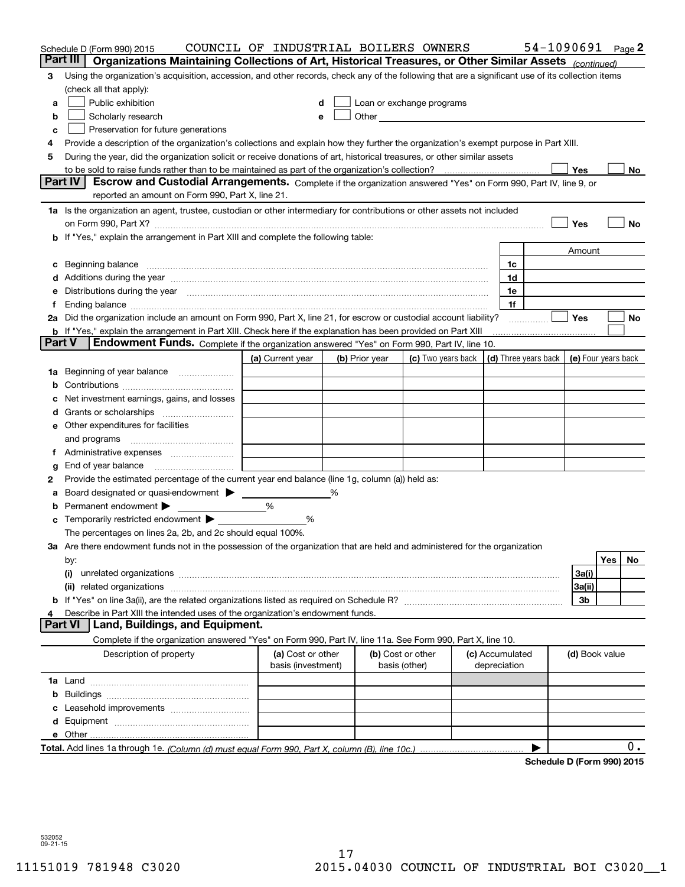Schedule D (Form 990) 2015 COUNCIL OF INDUSTRIAL BOILERS OWNERS 54-1090691 Page 2

## Part III Organizations Maintaining Collections of Art, Historical Treasures, or Other Similar Assets *(continued)*

**3** Using the organization's acquisition, accession, and other records, check any of the following that are a significant use of its collection items (check all that apply):

- **a** ☐ Public exhibition
- **b** ☐ Scholarly research
- **c** ☐ Preservation for future generations
- **d** ☐ Loan or exchange programs
- **e** ☐ Other

**4** Provide a description of the organization's collections and explain how they further the organization's exempt purpose in Part XIII.

**5** During the year, did the organization solicit or receive donations of art, historical treasures, or other similar assets to be sold to raise funds rather than to be maintained as part of the organization's collection? ☐ Yes ☐ No

## Part IV Escrow and Custodial Arrangements.

Complete if the organization answered "Yes" on Form 990, Part IV, line 9, or reported an amount on Form 990, Part X, line 21.

**1a** Is the organization an agent, trustee, custodian or other intermediary for contributions or other assets not included on Form 990, Part X? ☐ Yes ☐ No

**b** If "Yes," explain the arrangement in Part XIII and complete the following table:

| | | Amount |
|---|---|---|
| **c** Beginning balance | 1c | |
| **d** Additions during the year | 1d | |
| **e** Distributions during the year | 1e | |
| **f** Ending balance | 1f | |

**2a** Did the organization include an amount on Form 990, Part X, line 21, for escrow or custodial account liability? ☐ Yes ☐ No

**b** If "Yes," explain the arrangement in Part XIII. Check here if the explanation has been provided on Part XIII ☐

## Part V Endowment Funds.

Complete if the organization answered "Yes" on Form 990, Part IV, line 10.

| | (a) Current year | (b) Prior year | (c) Two years back | (d) Three years back | (e) Four years back |
|---|---|---|---|---|---|
| **1a** Beginning of year balance | | | | | |
| **b** Contributions | | | | | |
| **c** Net investment earnings, gains, and losses | | | | | |
| **d** Grants or scholarships | | | | | |
| **e** Other expenditures for facilities and programs | | | | | |
| **f** Administrative expenses | | | | | |
| **g** End of year balance | | | | | |

**2** Provide the estimated percentage of the current year end balance (line 1g, column (a)) held as:

- **a** Board designated or quasi-endowment ▶ ____ %
- **b** Permanent endowment ▶ ____ %
- **c** Temporarily restricted endowment ▶ ____ %

The percentages on lines 2a, 2b, and 2c should equal 100%.

**3a** Are there endowment funds not in the possession of the organization that are held and administered for the organization by:

| | | Yes | No |
|---|---|---|---|
| **(i)** unrelated organizations | 3a(i) | | |
| **(ii)** related organizations | 3a(ii) | | |
| **b** If "Yes" on line 3a(ii), are the related organizations listed as required on Schedule R? | 3b | | |

**4** Describe in Part XIII the intended uses of the organization's endowment funds.

## Part VI Land, Buildings, and Equipment.

Complete if the organization answered "Yes" on Form 990, Part IV, line 11a. See Form 990, Part X, line 10.

| Description of property | (a) Cost or other basis (investment) | (b) Cost or other basis (other) | (c) Accumulated depreciation | (d) Book value |
|---|---|---|---|---|
| **1a** Land | | | | |
| **b** Buildings | | | | |
| **c** Leasehold improvements | | | | |
| **d** Equipment | | | | |
| **e** Other | | | | |

**Total.** Add lines 1a through 1e. *(Column (d) must equal Form 990, Part X, column (B), line 10c.)* ▶ 0.

**Schedule D (Form 990) 2015**

532052 09-21-15

11151019 781948 C3020 2015.04030 COUNCIL OF INDUSTRIAL BOI C3020__1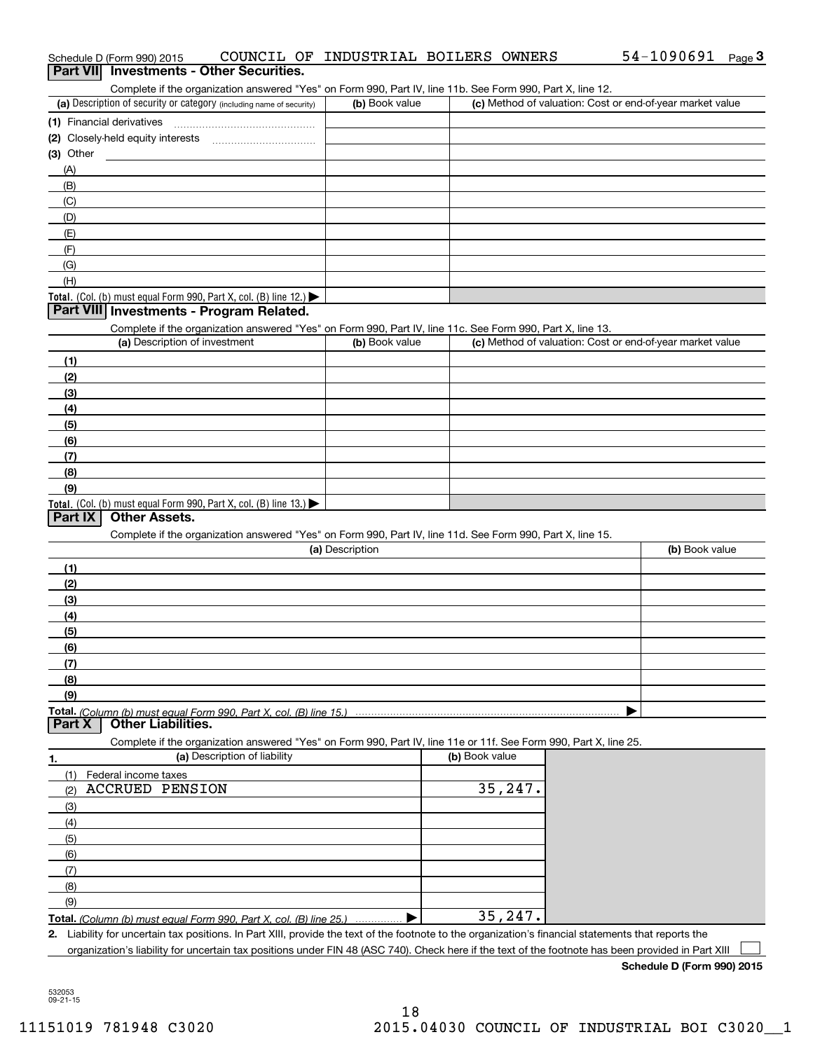Schedule D (Form 990) 2015 COUNCIL OF INDUSTRIAL BOILERS OWNERS 54-1090691

## Part VII Investments - Other Securities.

Complete if the organization answered "Yes" on Form 990, Part IV, line 11b. See Form 990, Part X, line 12.

| (a) Description of security or category (including name of security) | (b) Book value | (c) Method of valuation: Cost or end-of-year market value |
|---|---|---|
| (1) Financial derivatives | | |
| (2) Closely-held equity interests | | |
| (3) Other | | |
| (A) | | |
| (B) | | |
| (C) | | |
| (D) | | |
| (E) | | |
| (F) | | |
| (G) | | |
| (H) | | |
| **Total.** (Col. (b) must equal Form 990, Part X, col. (B) line 12.) | | |

## Part VIII Investments - Program Related.

Complete if the organization answered "Yes" on Form 990, Part IV, line 11c. See Form 990, Part X, line 13.

| (a) Description of investment | (b) Book value | (c) Method of valuation: Cost or end-of-year market value |
|---|---|---|
| (1) | | |
| (2) | | |
| (3) | | |
| (4) | | |
| (5) | | |
| (6) | | |
| (7) | | |
| (8) | | |
| (9) | | |
| **Total.** (Col. (b) must equal Form 990, Part X, col. (B) line 13.) | | |

## Part IX Other Assets.

Complete if the organization answered "Yes" on Form 990, Part IV, line 11d. See Form 990, Part X, line 15.

| (a) Description | (b) Book value |
|---|---|
| (1) | |
| (2) | |
| (3) | |
| (4) | |
| (5) | |
| (6) | |
| (7) | |
| (8) | |
| (9) | |
| **Total.** *(Column (b) must equal Form 990, Part X, col. (B) line 15.)* | |

## Part X Other Liabilities.

Complete if the organization answered "Yes" on Form 990, Part IV, line 11e or 11f. See Form 990, Part X, line 25.

| 1. (a) Description of liability | (b) Book value |
|---|---|
| (1) Federal income taxes | |
| (2) ACCRUED PENSION | 35,247. |
| (3) | |
| (4) | |
| (5) | |
| (6) | |
| (7) | |
| (8) | |
| (9) | |
| **Total.** *(Column (b) must equal Form 990, Part X, col. (B) line 25.)* | 35,247. |

**2.** Liability for uncertain tax positions. In Part XIII, provide the text of the footnote to the organization's financial statements that reports the organization's liability for uncertain tax positions under FIN 48 (ASC 740). Check here if the text of the footnote has been provided in Part XIII ☐

**Schedule D (Form 990) 2015**

532053
09-21-15

11151019 781948 C3020 2015.04030 COUNCIL OF INDUSTRIAL BOI C3020__1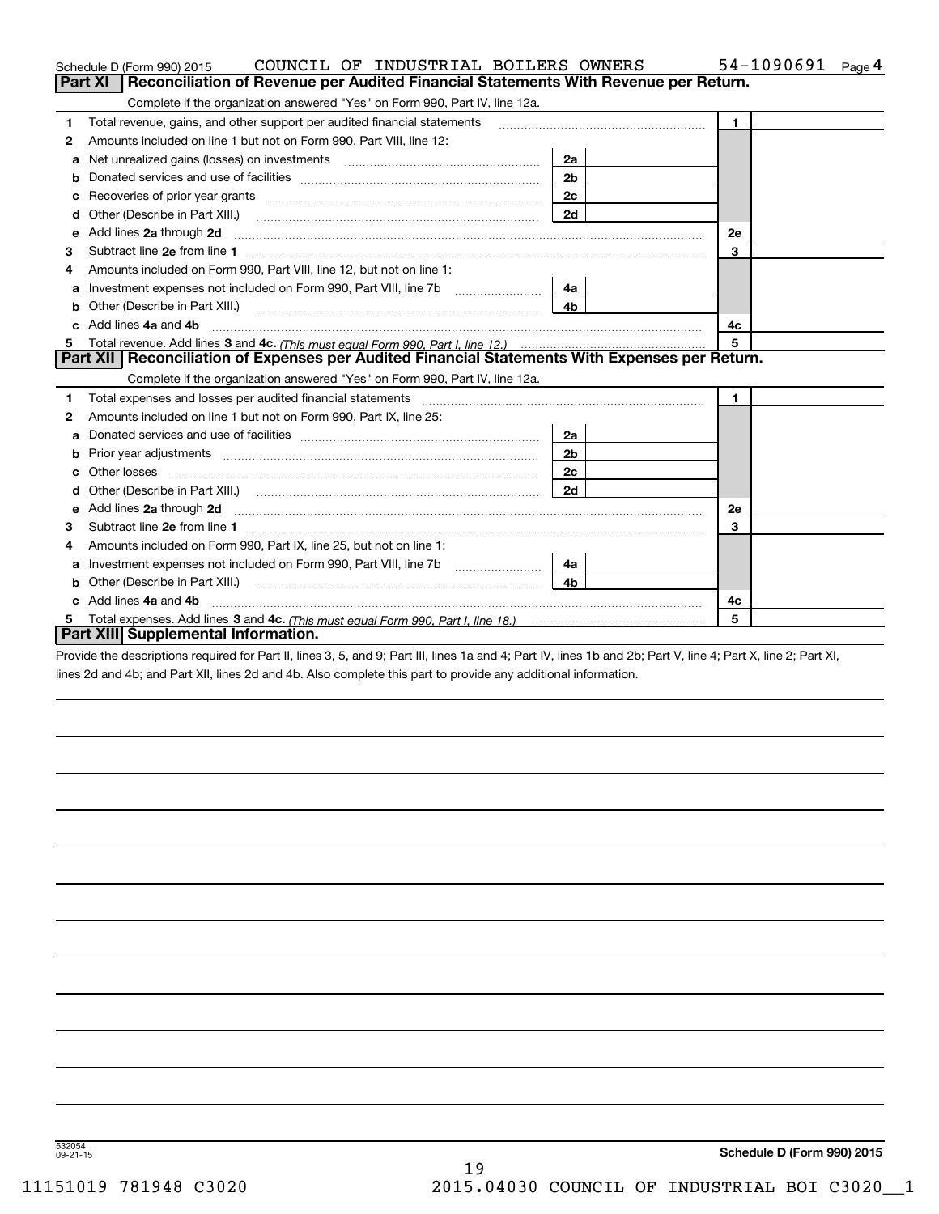Schedule D (Form 990) 2015 COUNCIL OF INDUSTRIAL BOILERS OWNERS 54-1090691

## Part XI Reconciliation of Revenue per Audited Financial Statements With Revenue per Return.

Complete if the organization answered "Yes" on Form 990, Part IV, line 12a.

| | | | | | |
|---|---|---|---|---|---|
| 1 | Total revenue, gains, and other support per audited financial statements | | | 1 | |
| 2 | Amounts included on line 1 but not on Form 990, Part VIII, line 12: | | | | |
| a | Net unrealized gains (losses) on investments | 2a | | | |
| b | Donated services and use of facilities | 2b | | | |
| c | Recoveries of prior year grants | 2c | | | |
| d | Other (Describe in Part XIII.) | 2d | | | |
| e | Add lines 2a through 2d | | | 2e | |
| 3 | Subtract line 2e from line 1 | | | 3 | |
| 4 | Amounts included on Form 990, Part VIII, line 12, but not on line 1: | | | | |
| a | Investment expenses not included on Form 990, Part VIII, line 7b | 4a | | | |
| b | Other (Describe in Part XIII.) | 4b | | | |
| c | Add lines 4a and 4b | | | 4c | |
| 5 | Total revenue. Add lines 3 and 4c. *(This must equal Form 990, Part I, line 12.)* | | | 5 | |

## Part XII Reconciliation of Expenses per Audited Financial Statements With Expenses per Return.

Complete if the organization answered "Yes" on Form 990, Part IV, line 12a.

| | | | | | |
|---|---|---|---|---|---|
| 1 | Total expenses and losses per audited financial statements | | | 1 | |
| 2 | Amounts included on line 1 but not on Form 990, Part IX, line 25: | | | | |
| a | Donated services and use of facilities | 2a | | | |
| b | Prior year adjustments | 2b | | | |
| c | Other losses | 2c | | | |
| d | Other (Describe in Part XIII.) | 2d | | | |
| e | Add lines 2a through 2d | | | 2e | |
| 3 | Subtract line 2e from line 1 | | | 3 | |
| 4 | Amounts included on Form 990, Part IX, line 25, but not on line 1: | | | | |
| a | Investment expenses not included on Form 990, Part VIII, line 7b | 4a | | | |
| b | Other (Describe in Part XIII.) | 4b | | | |
| c | Add lines 4a and 4b | | | 4c | |
| 5 | Total expenses. Add lines 3 and 4c. *(This must equal Form 990, Part I, line 18.)* | | | 5 | |

## Part XIII Supplemental Information.

Provide the descriptions required for Part II, lines 3, 5, and 9; Part III, lines 1a and 4; Part IV, lines 1b and 2b; Part V, line 4; Part X, line 2; Part XI, lines 2d and 4b; and Part XII, lines 2d and 4b. Also complete this part to provide any additional information.

532054
09-21-15

**Schedule D (Form 990) 2015**

11151019 781948 C3020 2015.04030 COUNCIL OF INDUSTRIAL BOI C3020__1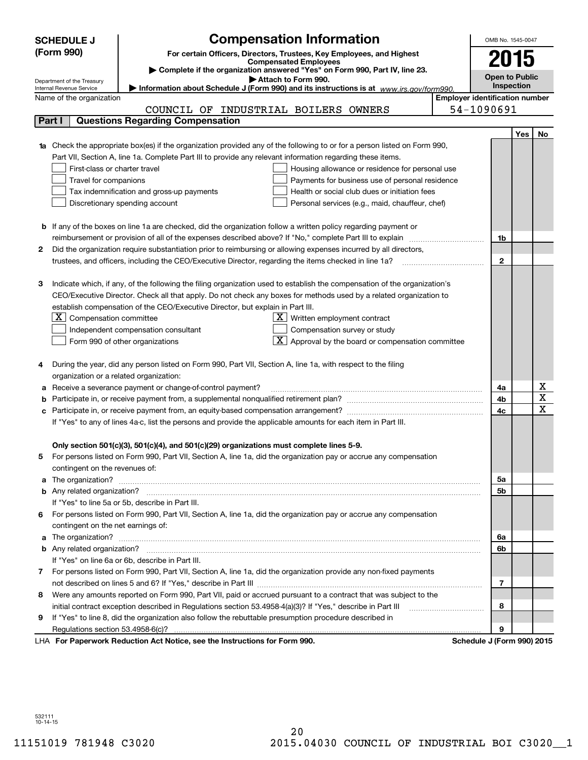# SCHEDULE J (Form 990)

## Compensation Information

**For certain Officers, Directors, Trustees, Key Employees, and Highest Compensated Employees**

▶ Complete if the organization answered "Yes" on Form 990, Part IV, line 23.

▶ Attach to Form 990.

▶ Information about Schedule J (Form 990) and its instructions is at www.irs.gov/form990.

Department of the Treasury
Internal Revenue Service

OMB No. 1545-0047

**2015**

**Open to Public Inspection**

Name of the organization: COUNCIL OF INDUSTRIAL BOILERS OWNERS

Employer identification number: 54-1090691

## Part I Questions Regarding Compensation

| | | | Yes | No |
|---|---|---|---|---|
| **1a** | Check the appropriate box(es) if the organization provided any of the following to or for a person listed on Form 990, Part VII, Section A, line 1a. Complete Part III to provide any relevant information regarding these items.<br>☐ First-class or charter travel ☐ Housing allowance or residence for personal use<br>☐ Travel for companions ☐ Payments for business use of personal residence<br>☐ Tax indemnification and gross-up payments ☐ Health or social club dues or initiation fees<br>☐ Discretionary spending account ☐ Personal services (e.g., maid, chauffeur, chef) | | | |
| **b** | If any of the boxes on line 1a are checked, did the organization follow a written policy regarding payment or reimbursement or provision of all of the expenses described above? If "No," complete Part III to explain | 1b | | |
| **2** | Did the organization require substantiation prior to reimbursing or allowing expenses incurred by all directors, trustees, and officers, including the CEO/Executive Director, regarding the items checked in line 1a? | 2 | | |
| **3** | Indicate which, if any, of the following the filing organization used to establish the compensation of the organization's CEO/Executive Director. Check all that apply. Do not check any boxes for methods used by a related organization to establish compensation of the CEO/Executive Director, but explain in Part III.<br>☒ Compensation committee ☒ Written employment contract<br>☐ Independent compensation consultant ☐ Compensation survey or study<br>☐ Form 990 of other organizations ☒ Approval by the board or compensation committee | | | |
| **4** | During the year, did any person listed on Form 990, Part VII, Section A, line 1a, with respect to the filing organization or a related organization: | | | |
| **a** | Receive a severance payment or change-of-control payment? | 4a | | X |
| **b** | Participate in, or receive payment from, a supplemental nonqualified retirement plan? | 4b | | X |
| **c** | Participate in, or receive payment from, an equity-based compensation arrangement? | 4c | | X |
| | If "Yes" to any of lines 4a-c, list the persons and provide the applicable amounts for each item in Part III. | | | |
| | **Only section 501(c)(3), 501(c)(4), and 501(c)(29) organizations must complete lines 5-9.** | | | |
| **5** | For persons listed on Form 990, Part VII, Section A, line 1a, did the organization pay or accrue any compensation contingent on the revenues of: | | | |
| **a** | The organization? | 5a | | |
| **b** | Any related organization? | 5b | | |
| | If "Yes" to line 5a or 5b, describe in Part III. | | | |
| **6** | For persons listed on Form 990, Part VII, Section A, line 1a, did the organization pay or accrue any compensation contingent on the net earnings of: | | | |
| **a** | The organization? | 6a | | |
| **b** | Any related organization? | 6b | | |
| | If "Yes" on line 6a or 6b, describe in Part III. | | | |
| **7** | For persons listed on Form 990, Part VII, Section A, line 1a, did the organization provide any non-fixed payments not described on lines 5 and 6? If "Yes," describe in Part III | 7 | | |
| **8** | Were any amounts reported on Form 990, Part VII, paid or accrued pursuant to a contract that was subject to the initial contract exception described in Regulations section 53.4958-4(a)(3)? If "Yes," describe in Part III | 8 | | |
| **9** | If "Yes" to line 8, did the organization also follow the rebuttable presumption procedure described in Regulations section 53.4958-6(c)? | 9 | | |

LHA **For Paperwork Reduction Act Notice, see the Instructions for Form 990.** **Schedule J (Form 990) 2015**

532111
10-14-15

11151019 781948 C3020 2015.04030 COUNCIL OF INDUSTRIAL BOI C3020__1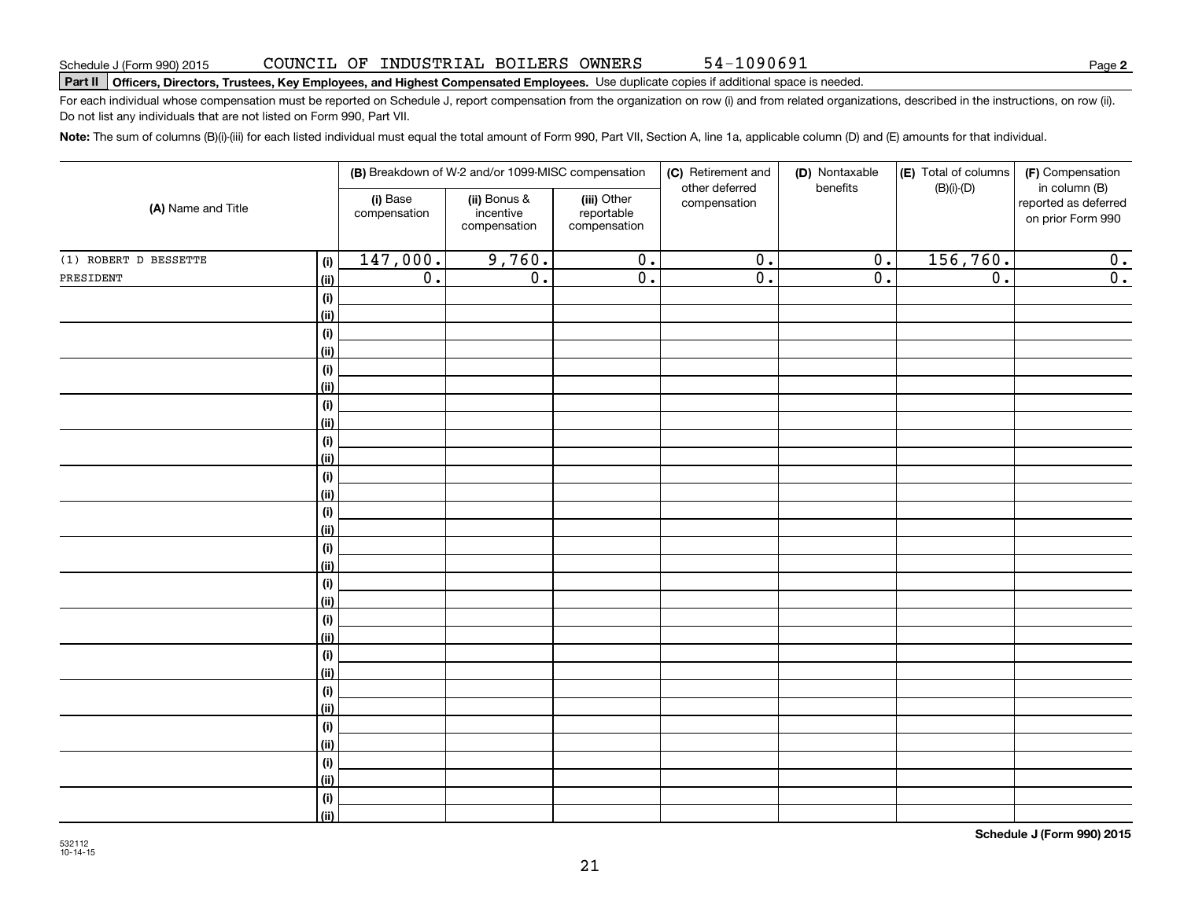Schedule J (Form 990) 2015 COUNCIL OF INDUSTRIAL BOILERS OWNERS 54-1090691

**Part II Officers, Directors, Trustees, Key Employees, and Highest Compensated Employees.** Use duplicate copies if additional space is needed.

For each individual whose compensation must be reported on Schedule J, report compensation from the organization on row (i) and from related organizations, described in the instructions, on row (ii). Do not list any individuals that are not listed on Form 990, Part VII.

**Note:** The sum of columns (B)(i)-(iii) for each listed individual must equal the total amount of Form 990, Part VII, Section A, line 1a, applicable column (D) and (E) amounts for that individual.

| (A) Name and Title | | (B) Breakdown of W-2 and/or 1099-MISC compensation | | | (C) Retirement and other deferred compensation | (D) Nontaxable benefits | (E) Total of columns (B)(i)-(D) | (F) Compensation in column (B) reported as deferred on prior Form 990 |
|---|---|---|---|---|---|---|---|---|
| | | (i) Base compensation | (ii) Bonus & incentive compensation | (iii) Other reportable compensation | | | | |
| (1) ROBERT D BESSETTE | (i) | 147,000. | 9,760. | 0. | 0. | 0. | 156,760. | 0. |
| PRESIDENT | (ii) | 0. | 0. | 0. | 0. | 0. | 0. | 0. |
| | (i) | | | | | | | |
| | (ii) | | | | | | | |
| | (i) | | | | | | | |
| | (ii) | | | | | | | |
| | (i) | | | | | | | |
| | (ii) | | | | | | | |
| | (i) | | | | | | | |
| | (ii) | | | | | | | |
| | (i) | | | | | | | |
| | (ii) | | | | | | | |
| | (i) | | | | | | | |
| | (ii) | | | | | | | |
| | (i) | | | | | | | |
| | (ii) | | | | | | | |
| | (i) | | | | | | | |
| | (ii) | | | | | | | |
| | (i) | | | | | | | |
| | (ii) | | | | | | | |
| | (i) | | | | | | | |
| | (ii) | | | | | | | |
| | (i) | | | | | | | |
| | (ii) | | | | | | | |
| | (i) | | | | | | | |
| | (ii) | | | | | | | |
| | (i) | | | | | | | |
| | (ii) | | | | | | | |
| | (i) | | | | | | | |
| | (ii) | | | | | | | |
| | (i) | | | | | | | |
| | (ii) | | | | | | | |

532112 10-14-15

**Schedule J (Form 990) 2015**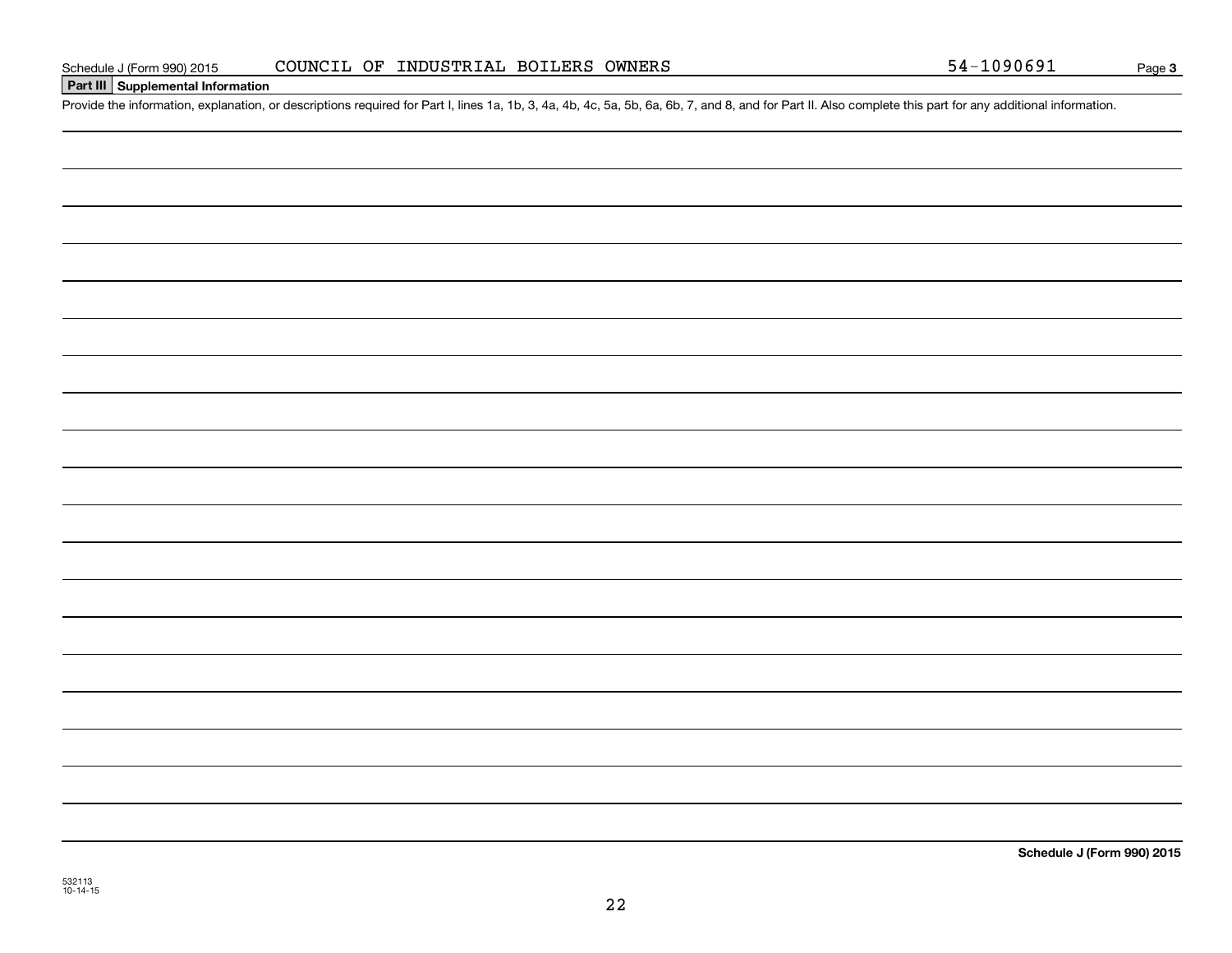Schedule J (Form 990) 2015 COUNCIL OF INDUSTRIAL BOILERS OWNERS 54-1090691 Page **3**

**Part III Supplemental Information**

Provide the information, explanation, or descriptions required for Part I, lines 1a, 1b, 3, 4a, 4b, 4c, 5a, 5b, 6a, 6b, 7, and 8, and for Part II. Also complete this part for any additional information.

**Schedule J (Form 990) 2015**

532113
10-14-15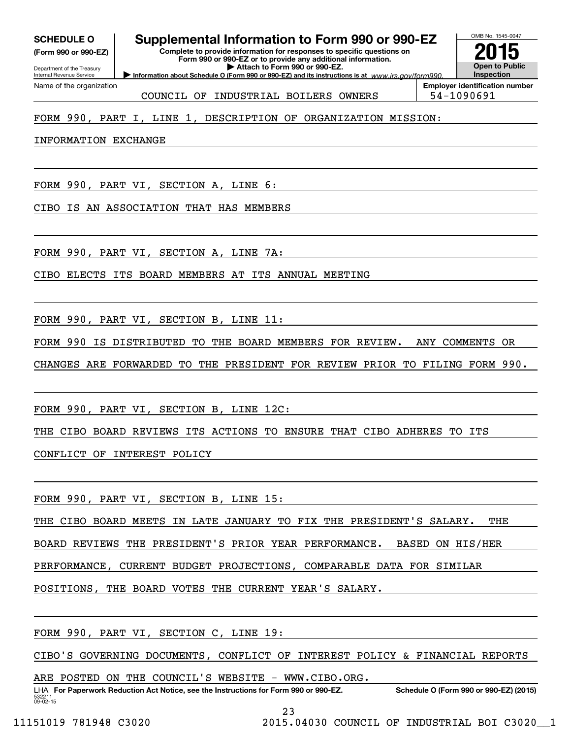**SCHEDULE O**
**(Form 990 or 990-EZ)**

Department of the Treasury
Internal Revenue Service

# Supplemental Information to Form 990 or 990-EZ

**Complete to provide information for responses to specific questions on Form 990 or 990-EZ or to provide any additional information.**
**▶ Attach to Form 990 or 990-EZ.**
**▶ Information about Schedule O (Form 990 or 990-EZ) and its instructions is at** *www.irs.gov/form990.*

OMB No. 1545-0047

**2015**

**Open to Public Inspection**

| Name of the organization | Employer identification number |
|---|---|
| COUNCIL OF INDUSTRIAL BOILERS OWNERS | 54-1090691 |

FORM 990, PART I, LINE 1, DESCRIPTION OF ORGANIZATION MISSION:

INFORMATION EXCHANGE

FORM 990, PART VI, SECTION A, LINE 6:

CIBO IS AN ASSOCIATION THAT HAS MEMBERS

FORM 990, PART VI, SECTION A, LINE 7A:

CIBO ELECTS ITS BOARD MEMBERS AT ITS ANNUAL MEETING

FORM 990, PART VI, SECTION B, LINE 11:

FORM 990 IS DISTRIBUTED TO THE BOARD MEMBERS FOR REVIEW. ANY COMMENTS OR CHANGES ARE FORWARDED TO THE PRESIDENT FOR REVIEW PRIOR TO FILING FORM 990.

FORM 990, PART VI, SECTION B, LINE 12C:

THE CIBO BOARD REVIEWS ITS ACTIONS TO ENSURE THAT CIBO ADHERES TO ITS CONFLICT OF INTEREST POLICY

FORM 990, PART VI, SECTION B, LINE 15:

THE CIBO BOARD MEETS IN LATE JANUARY TO FIX THE PRESIDENT'S SALARY. THE BOARD REVIEWS THE PRESIDENT'S PRIOR YEAR PERFORMANCE. BASED ON HIS/HER PERFORMANCE, CURRENT BUDGET PROJECTIONS, COMPARABLE DATA FOR SIMILAR POSITIONS, THE BOARD VOTES THE CURRENT YEAR'S SALARY.

FORM 990, PART VI, SECTION C, LINE 19:

CIBO'S GOVERNING DOCUMENTS, CONFLICT OF INTEREST POLICY & FINANCIAL REPORTS ARE POSTED ON THE COUNCIL'S WEBSITE - WWW.CIBO.ORG.

LHA **For Paperwork Reduction Act Notice, see the Instructions for Form 990 or 990-EZ.** **Schedule O (Form 990 or 990-EZ) (2015)**

532211
09-02-15

11151019 781948 C3020 2015.04030 COUNCIL OF INDUSTRIAL BOI C3020__1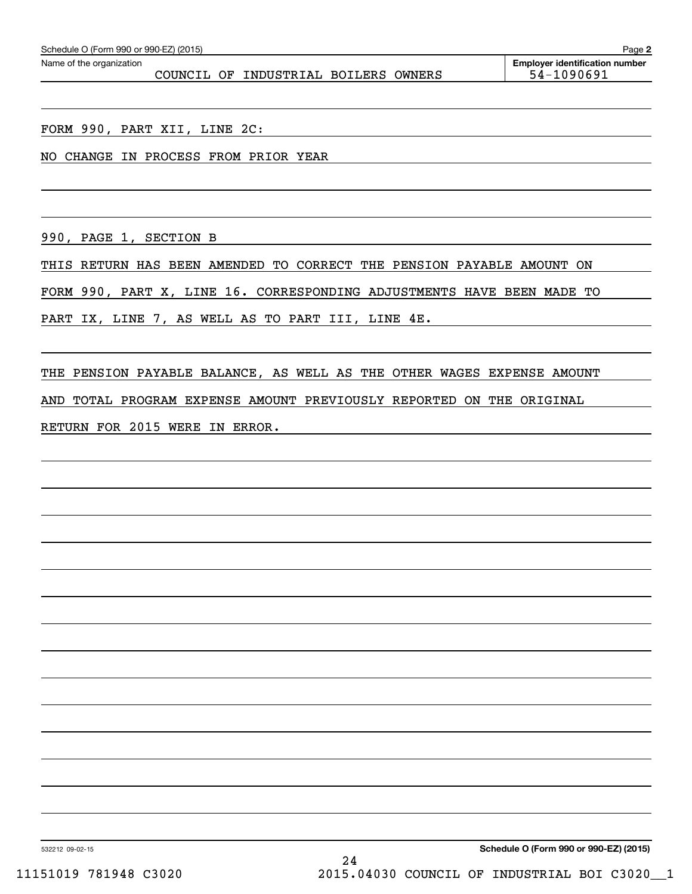Name of the organization: COUNCIL OF INDUSTRIAL BOILERS OWNERS

Employer identification number: 54-1090691

FORM 990, PART XII, LINE 2C:

NO CHANGE IN PROCESS FROM PRIOR YEAR

990, PAGE 1, SECTION B

THIS RETURN HAS BEEN AMENDED TO CORRECT THE PENSION PAYABLE AMOUNT ON FORM 990, PART X, LINE 16. CORRESPONDING ADJUSTMENTS HAVE BEEN MADE TO PART IX, LINE 7, AS WELL AS TO PART III, LINE 4E.

THE PENSION PAYABLE BALANCE, AS WELL AS THE OTHER WAGES EXPENSE AMOUNT AND TOTAL PROGRAM EXPENSE AMOUNT PREVIOUSLY REPORTED ON THE ORIGINAL RETURN FOR 2015 WERE IN ERROR.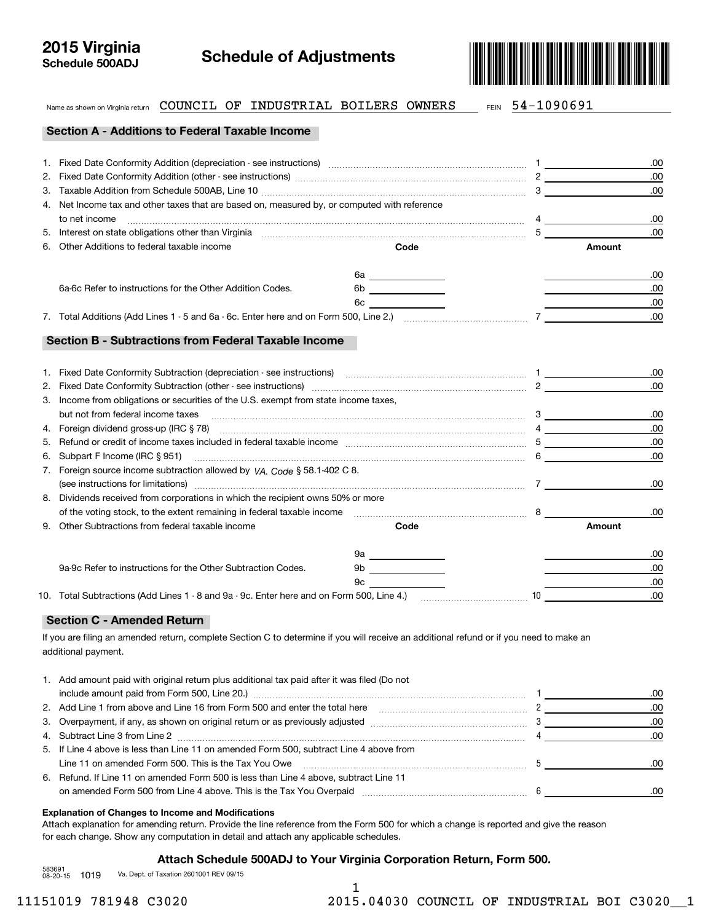**2015 Virginia**
**Schedule 500ADJ**

# Schedule of Adjustments

Name as shown on Virginia return COUNCIL OF INDUSTRIAL BOILERS OWNERS FEIN 54-1090691

## Section A - Additions to Federal Taxable Income

| | | | |
|---|---|---|---|
| 1. | Fixed Date Conformity Addition (depreciation - see instructions) | 1 | .00 |
| 2. | Fixed Date Conformity Addition (other - see instructions) | 2 | .00 |
| 3. | Taxable Addition from Schedule 500AB, Line 10 | 3 | .00 |
| 4. | Net Income tax and other taxes that are based on, measured by, or computed with reference to net income | 4 | .00 |
| 5. | Interest on state obligations other than Virginia | 5 | .00 |
| 6. | Other Additions to federal taxable income | Code | Amount |
| | 6a-6c Refer to instructions for the Other Addition Codes. | 6a | .00 |
| | | 6b | .00 |
| | | 6c | .00 |
| 7. | Total Additions (Add Lines 1 - 5 and 6a - 6c. Enter here and on Form 500, Line 2.) | 7 | .00 |

## Section B - Subtractions from Federal Taxable Income

| | | | |
|---|---|---|---|
| 1. | Fixed Date Conformity Subtraction (depreciation - see instructions) | 1 | .00 |
| 2. | Fixed Date Conformity Subtraction (other - see instructions) | 2 | .00 |
| 3. | Income from obligations or securities of the U.S. exempt from state income taxes, but not from federal income taxes | 3 | .00 |
| 4. | Foreign dividend gross-up (IRC § 78) | 4 | .00 |
| 5. | Refund or credit of income taxes included in federal taxable income | 5 | .00 |
| 6. | Subpart F Income (IRC § 951) | 6 | .00 |
| 7. | Foreign source income subtraction allowed by *VA. Code* § 58.1-402 C 8. (see instructions for limitations) | 7 | .00 |
| 8. | Dividends received from corporations in which the recipient owns 50% or more of the voting stock, to the extent remaining in federal taxable income | 8 | .00 |
| 9. | Other Subtractions from federal taxable income | Code | Amount |
| | 9a-9c Refer to instructions for the Other Subtraction Codes. | 9a | .00 |
| | | 9b | .00 |
| | | 9c | .00 |
| 10. | Total Subtractions (Add Lines 1 - 8 and 9a - 9c. Enter here and on Form 500, Line 4.) | 10 | .00 |

## Section C - Amended Return

If you are filing an amended return, complete Section C to determine if you will receive an additional refund or if you need to make an additional payment.

| | | | |
|---|---|---|---|
| 1. | Add amount paid with original return plus additional tax paid after it was filed (Do not include amount paid from Form 500, Line 20.) | 1 | .00 |
| 2. | Add Line 1 from above and Line 16 from Form 500 and enter the total here | 2 | .00 |
| 3. | Overpayment, if any, as shown on original return or as previously adjusted | 3 | .00 |
| 4. | Subtract Line 3 from Line 2 | 4 | .00 |
| 5. | If Line 4 above is less than Line 11 on amended Form 500, subtract Line 4 above from Line 11 on amended Form 500. This is the Tax You Owe | 5 | .00 |
| 6. | Refund. If Line 11 on amended Form 500 is less than Line 4 above, subtract Line 11 on amended Form 500 from Line 4 above. This is the Tax You Overpaid | 6 | .00 |

**Explanation of Changes to Income and Modifications**
Attach explanation for amending return. Provide the line reference from the Form 500 for which a change is reported and give the reason for each change. Show any computation in detail and attach any applicable schedules.

**Attach Schedule 500ADJ to Your Virginia Corporation Return, Form 500.**

583691 08-20-15 1019 Va. Dept. of Taxation 2601001 REV 09/15

11151019 781948 C3020 2015.04030 COUNCIL OF INDUSTRIAL BOI C3020__1